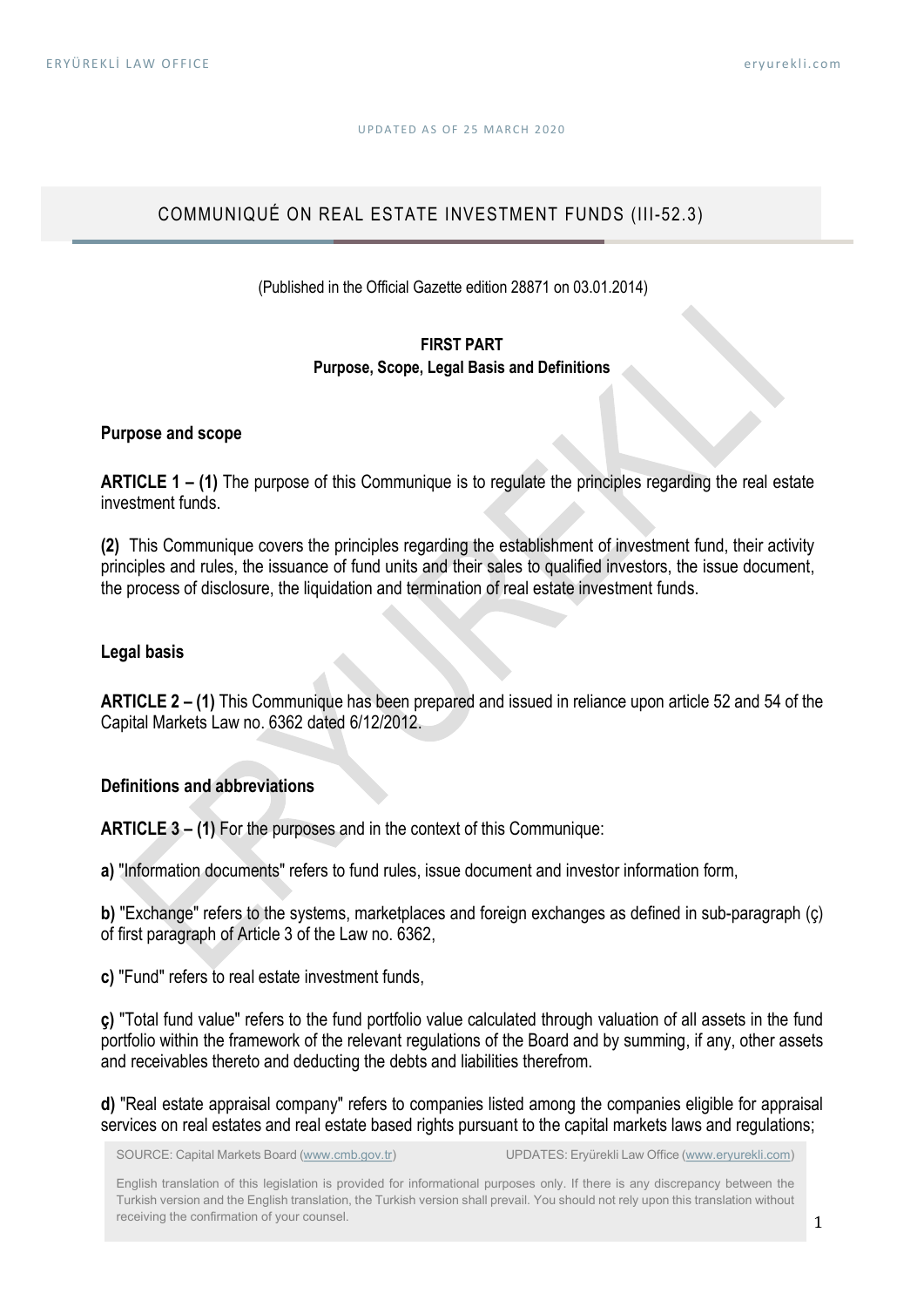UPDATED AS OF 25 MARCH 2020

# COMMUNIQUÉ ON REAL ESTATE INVESTMENT FUNDS (III-52.3)

(Published in the Official Gazette edition 28871 on 03.01.2014)

## FIRST PART
## Purpose, Scope, Legal Basis and Definitions

### Purpose and scope

**ARTICLE 1 – (1)** The purpose of this Communique is to regulate the principles regarding the real estate investment funds.

**(2)** This Communique covers the principles regarding the establishment of investment fund, their activity principles and rules, the issuance of fund units and their sales to qualified investors, the issue document, the process of disclosure, the liquidation and termination of real estate investment funds.

### Legal basis

**ARTICLE 2 – (1)** This Communique has been prepared and issued in reliance upon article 52 and 54 of the Capital Markets Law no. 6362 dated 6/12/2012.

### Definitions and abbreviations

**ARTICLE 3 – (1)** For the purposes and in the context of this Communique:

**a)** "Information documents" refers to fund rules, issue document and investor information form,

**b)** "Exchange" refers to the systems, marketplaces and foreign exchanges as defined in sub-paragraph (ç) of first paragraph of Article 3 of the Law no. 6362,

**c)** "Fund" refers to real estate investment funds,

**ç)** "Total fund value" refers to the fund portfolio value calculated through valuation of all assets in the fund portfolio within the framework of the relevant regulations of the Board and by summing, if any, other assets and receivables thereto and deducting the debts and liabilities therefrom.

**d)** "Real estate appraisal company" refers to companies listed among the companies eligible for appraisal services on real estates and real estate based rights pursuant to the capital markets laws and regulations;

SOURCE: Capital Markets Board (www.cmb.gov.tr) UPDATES: Eryürekli Law Office (www.eryurekli.com)

English translation of this legislation is provided for informational purposes only. If there is any discrepancy between the Turkish version and the English translation, the Turkish version shall prevail. You should not rely upon this translation without receiving the confirmation of your counsel.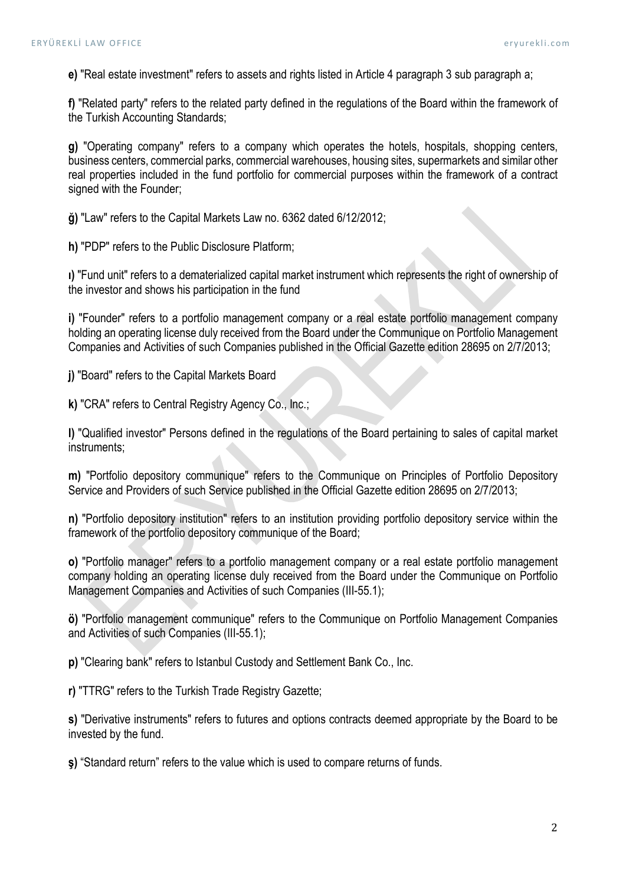**e)** "Real estate investment" refers to assets and rights listed in Article 4 paragraph 3 sub paragraph a;

**f)** "Related party" refers to the related party defined in the regulations of the Board within the framework of the Turkish Accounting Standards;

**g)** "Operating company" refers to a company which operates the hotels, hospitals, shopping centers, business centers, commercial parks, commercial warehouses, housing sites, supermarkets and similar other real properties included in the fund portfolio for commercial purposes within the framework of a contract signed with the Founder;

**ğ)** "Law" refers to the Capital Markets Law no. 6362 dated 6/12/2012;

**h)** "PDP" refers to the Public Disclosure Platform;

**ı)** "Fund unit" refers to a dematerialized capital market instrument which represents the right of ownership of the investor and shows his participation in the fund

**i)** "Founder" refers to a portfolio management company or a real estate portfolio management company holding an operating license duly received from the Board under the Communique on Portfolio Management Companies and Activities of such Companies published in the Official Gazette edition 28695 on 2/7/2013;

**j)** "Board" refers to the Capital Markets Board

**k)** "CRA" refers to Central Registry Agency Co., Inc.;

**l)** "Qualified investor" Persons defined in the regulations of the Board pertaining to sales of capital market instruments;

**m)** "Portfolio depository communique" refers to the Communique on Principles of Portfolio Depository Service and Providers of such Service published in the Official Gazette edition 28695 on 2/7/2013;

**n)** "Portfolio depository institution" refers to an institution providing portfolio depository service within the framework of the portfolio depository communique of the Board;

**o)** "Portfolio manager" refers to a portfolio management company or a real estate portfolio management company holding an operating license duly received from the Board under the Communique on Portfolio Management Companies and Activities of such Companies (III-55.1);

**ö)** "Portfolio management communique" refers to the Communique on Portfolio Management Companies and Activities of such Companies (III-55.1);

**p)** "Clearing bank" refers to Istanbul Custody and Settlement Bank Co., Inc.

**r)** "TTRG" refers to the Turkish Trade Registry Gazette;

**s)** "Derivative instruments" refers to futures and options contracts deemed appropriate by the Board to be invested by the fund.

**ş)** "Standard return" refers to the value which is used to compare returns of funds.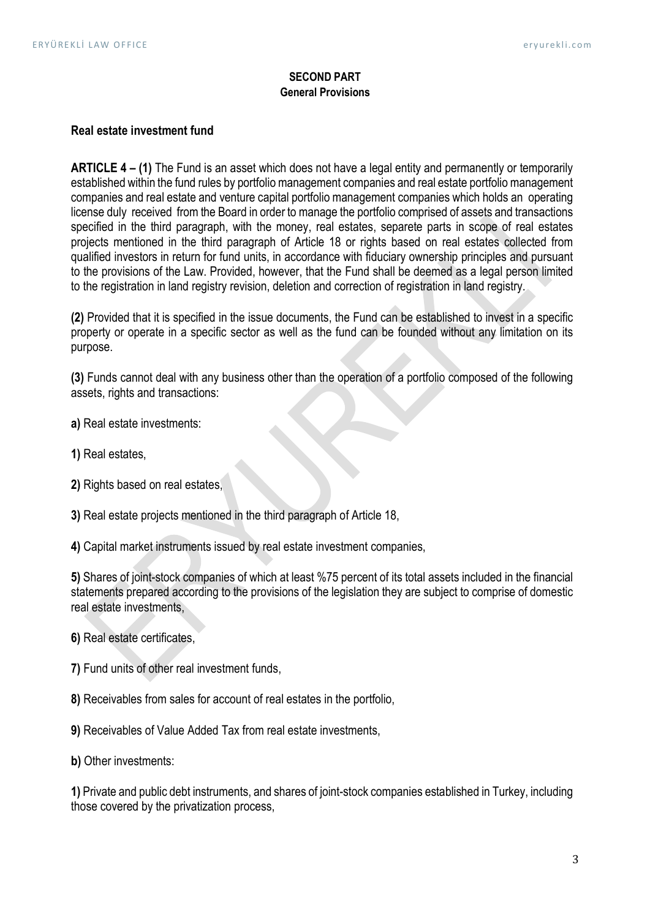**SECOND PART**
**General Provisions**

### Real estate investment fund

**ARTICLE 4 – (1)** The Fund is an asset which does not have a legal entity and permanently or temporarily established within the fund rules by portfolio management companies and real estate portfolio management companies and real estate and venture capital portfolio management companies which holds an operating license duly received from the Board in order to manage the portfolio comprised of assets and transactions specified in the third paragraph, with the money, real estates, separete parts in scope of real estates projects mentioned in the third paragraph of Article 18 or rights based on real estates collected from qualified investors in return for fund units, in accordance with fiduciary ownership principles and pursuant to the provisions of the Law. Provided, however, that the Fund shall be deemed as a legal person limited to the registration in land registry revision, deletion and correction of registration in land registry.

**(2)** Provided that it is specified in the issue documents, the Fund can be established to invest in a specific property or operate in a specific sector as well as the fund can be founded without any limitation on its purpose.

**(3)** Funds cannot deal with any business other than the operation of a portfolio composed of the following assets, rights and transactions:

**a)** Real estate investments:

**1)** Real estates,

**2)** Rights based on real estates,

**3)** Real estate projects mentioned in the third paragraph of Article 18,

**4)** Capital market instruments issued by real estate investment companies,

**5)** Shares of joint-stock companies of which at least %75 percent of its total assets included in the financial statements prepared according to the provisions of the legislation they are subject to comprise of domestic real estate investments,

**6)** Real estate certificates,

**7)** Fund units of other real investment funds,

**8)** Receivables from sales for account of real estates in the portfolio,

**9)** Receivables of Value Added Tax from real estate investments,

**b)** Other investments:

**1)** Private and public debt instruments, and shares of joint-stock companies established in Turkey, including those covered by the privatization process,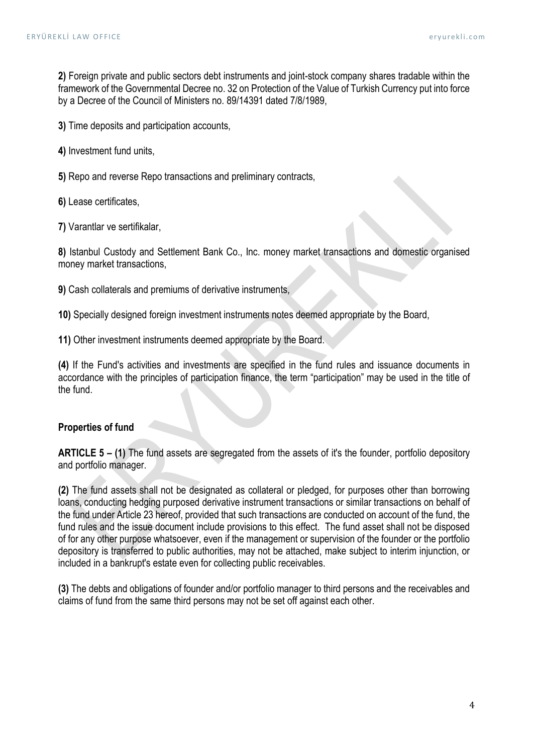**2)** Foreign private and public sectors debt instruments and joint-stock company shares tradable within the framework of the Governmental Decree no. 32 on Protection of the Value of Turkish Currency put into force by a Decree of the Council of Ministers no. 89/14391 dated 7/8/1989,

**3)** Time deposits and participation accounts,

**4)** Investment fund units,

**5)** Repo and reverse Repo transactions and preliminary contracts,

**6)** Lease certificates,

**7)** Varantlar ve sertifikalar,

**8)** Istanbul Custody and Settlement Bank Co., Inc. money market transactions and domestic organised money market transactions,

**9)** Cash collaterals and premiums of derivative instruments,

**10)** Specially designed foreign investment instruments notes deemed appropriate by the Board,

**11)** Other investment instruments deemed appropriate by the Board.

**(4)** If the Fund's activities and investments are specified in the fund rules and issuance documents in accordance with the principles of participation finance, the term "participation" may be used in the title of the fund.

**Properties of fund**

**ARTICLE 5 – (1)** The fund assets are segregated from the assets of it's the founder, portfolio depository and portfolio manager.

**(2)** The fund assets shall not be designated as collateral or pledged, for purposes other than borrowing loans, conducting hedging purposed derivative instrument transactions or similar transactions on behalf of the fund under Article 23 hereof, provided that such transactions are conducted on account of the fund, the fund rules and the issue document include provisions to this effect. The fund asset shall not be disposed of for any other purpose whatsoever, even if the management or supervision of the founder or the portfolio depository is transferred to public authorities, may not be attached, make subject to interim injunction, or included in a bankrupt's estate even for collecting public receivables.

**(3)** The debts and obligations of founder and/or portfolio manager to third persons and the receivables and claims of fund from the same third persons may not be set off against each other.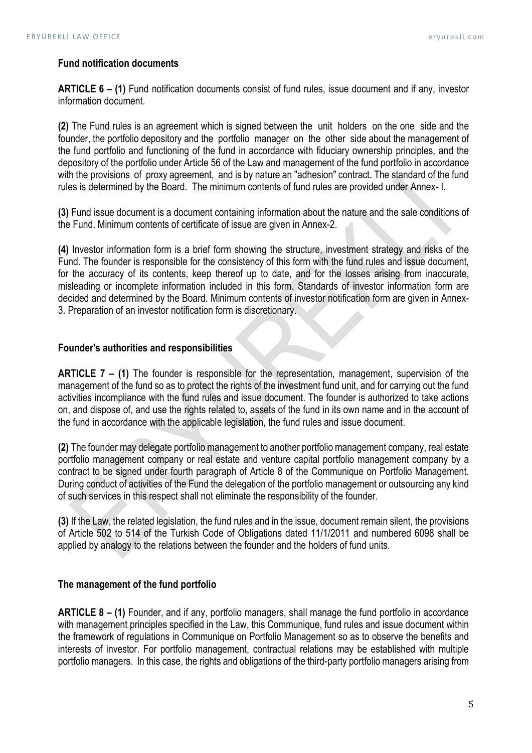**Fund notification documents**

**ARTICLE 6 – (1)** Fund notification documents consist of fund rules, issue document and if any, investor information document.

**(2)** The Fund rules is an agreement which is signed between the unit holders on the one side and the founder, the portfolio depository and the portfolio manager on the other side about the management of the fund portfolio and functioning of the fund in accordance with fiduciary ownership principles, and the depository of the portfolio under Article 56 of the Law and management of the fund portfolio in accordance with the provisions of proxy agreement, and is by nature an "adhesion" contract. The standard of the fund rules is determined by the Board. The minimum contents of fund rules are provided under Annex- I.

**(3)** Fund issue document is a document containing information about the nature and the sale conditions of the Fund. Minimum contents of certificate of issue are given in Annex-2.

**(4)** Investor information form is a brief form showing the structure, investment strategy and risks of the Fund. The founder is responsible for the consistency of this form with the fund rules and issue document, for the accuracy of its contents, keep thereof up to date, and for the losses arising from inaccurate, misleading or incomplete information included in this form. Standards of investor information form are decided and determined by the Board. Minimum contents of investor notification form are given in Annex-3. Preparation of an investor notification form is discretionary.

**Founder's authorities and responsibilities**

**ARTICLE 7 – (1)** The founder is responsible for the representation, management, supervision of the management of the fund so as to protect the rights of the investment fund unit, and for carrying out the fund activities incompliance with the fund rules and issue document. The founder is authorized to take actions on, and dispose of, and use the rights related to, assets of the fund in its own name and in the account of the fund in accordance with the applicable legislation, the fund rules and issue document.

**(2)** The founder may delegate portfolio management to another portfolio management company, real estate portfolio management company or real estate and venture capital portfolio management company by a contract to be signed under fourth paragraph of Article 8 of the Communique on Portfolio Management. During conduct of activities of the Fund the delegation of the portfolio management or outsourcing any kind of such services in this respect shall not eliminate the responsibility of the founder.

**(3)** If the Law, the related legislation, the fund rules and in the issue, document remain silent, the provisions of Article 502 to 514 of the Turkish Code of Obligations dated 11/1/2011 and numbered 6098 shall be applied by analogy to the relations between the founder and the holders of fund units.

**The management of the fund portfolio**

**ARTICLE 8 – (1)** Founder, and if any, portfolio managers, shall manage the fund portfolio in accordance with management principles specified in the Law, this Communique, fund rules and issue document within the framework of regulations in Communique on Portfolio Management so as to observe the benefits and interests of investor. For portfolio management, contractual relations may be established with multiple portfolio managers. In this case, the rights and obligations of the third-party portfolio managers arising from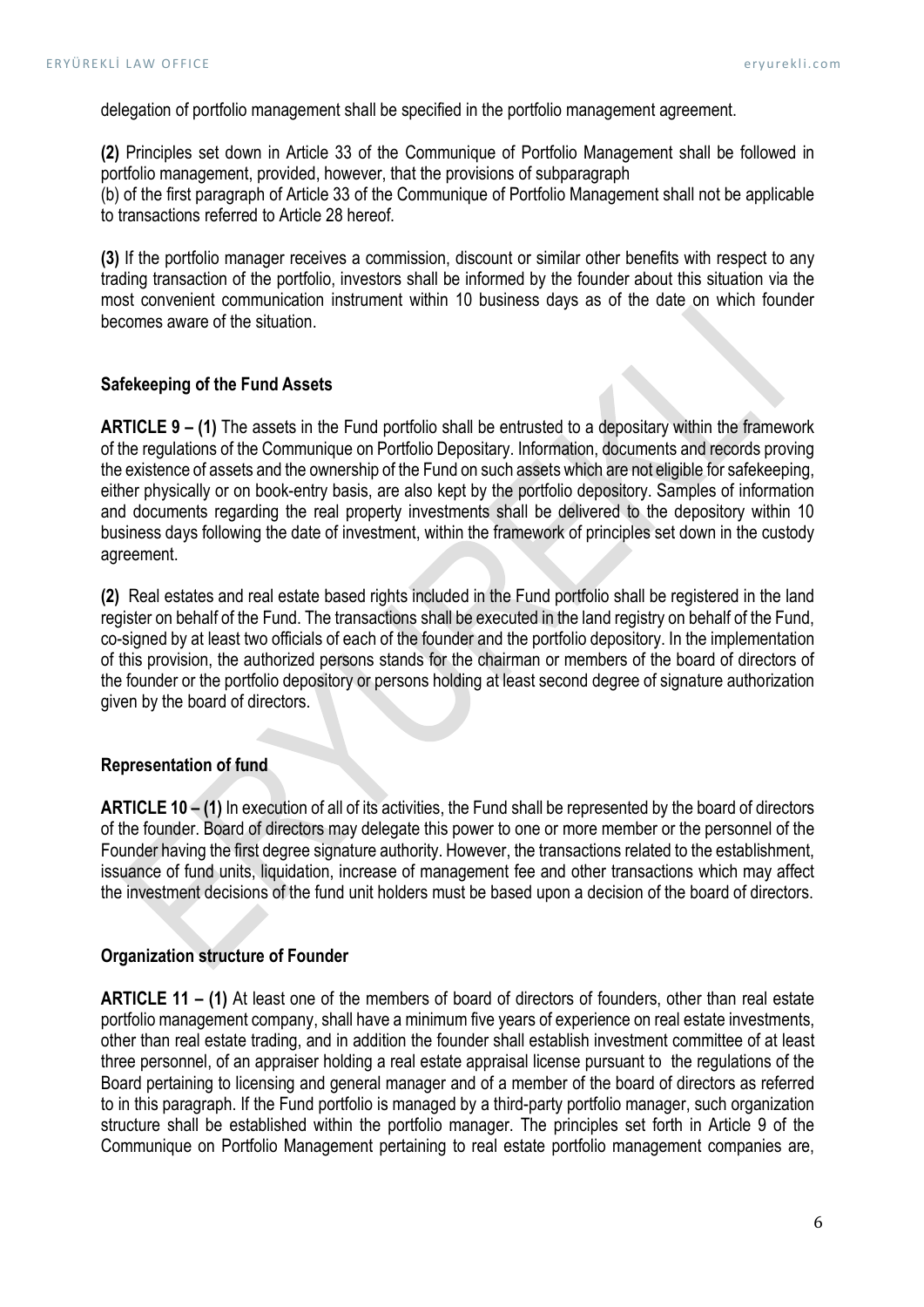delegation of portfolio management shall be specified in the portfolio management agreement.

**(2)** Principles set down in Article 33 of the Communique of Portfolio Management shall be followed in portfolio management, provided, however, that the provisions of subparagraph (b) of the first paragraph of Article 33 of the Communique of Portfolio Management shall not be applicable to transactions referred to Article 28 hereof.

**(3)** If the portfolio manager receives a commission, discount or similar other benefits with respect to any trading transaction of the portfolio, investors shall be informed by the founder about this situation via the most convenient communication instrument within 10 business days as of the date on which founder becomes aware of the situation.

### Safekeeping of the Fund Assets

**ARTICLE 9 – (1)** The assets in the Fund portfolio shall be entrusted to a depositary within the framework of the regulations of the Communique on Portfolio Depositary. Information, documents and records proving the existence of assets and the ownership of the Fund on such assets which are not eligible for safekeeping, either physically or on book-entry basis, are also kept by the portfolio depository. Samples of information and documents regarding the real property investments shall be delivered to the depository within 10 business days following the date of investment, within the framework of principles set down in the custody agreement.

**(2)** Real estates and real estate based rights included in the Fund portfolio shall be registered in the land register on behalf of the Fund. The transactions shall be executed in the land registry on behalf of the Fund, co-signed by at least two officials of each of the founder and the portfolio depository. In the implementation of this provision, the authorized persons stands for the chairman or members of the board of directors of the founder or the portfolio depository or persons holding at least second degree of signature authorization given by the board of directors.

### Representation of fund

**ARTICLE 10 – (1)** In execution of all of its activities, the Fund shall be represented by the board of directors of the founder. Board of directors may delegate this power to one or more member or the personnel of the Founder having the first degree signature authority. However, the transactions related to the establishment, issuance of fund units, liquidation, increase of management fee and other transactions which may affect the investment decisions of the fund unit holders must be based upon a decision of the board of directors.

### Organization structure of Founder

**ARTICLE 11 – (1)** At least one of the members of board of directors of founders, other than real estate portfolio management company, shall have a minimum five years of experience on real estate investments, other than real estate trading, and in addition the founder shall establish investment committee of at least three personnel, of an appraiser holding a real estate appraisal license pursuant to the regulations of the Board pertaining to licensing and general manager and of a member of the board of directors as referred to in this paragraph. If the Fund portfolio is managed by a third-party portfolio manager, such organization structure shall be established within the portfolio manager. The principles set forth in Article 9 of the Communique on Portfolio Management pertaining to real estate portfolio management companies are,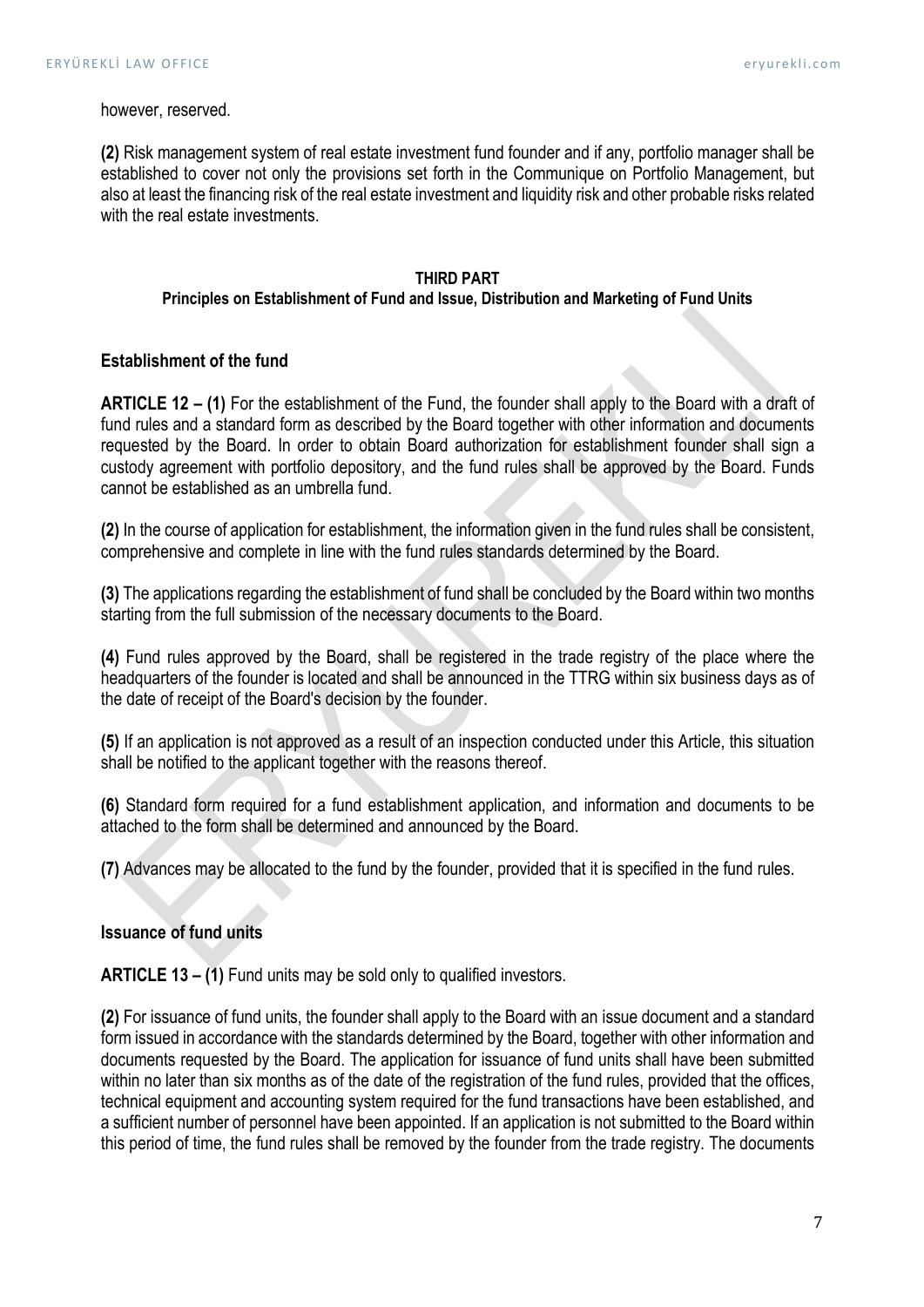however, reserved.

**(2)** Risk management system of real estate investment fund founder and if any, portfolio manager shall be established to cover not only the provisions set forth in the Communique on Portfolio Management, but also at least the financing risk of the real estate investment and liquidity risk and other probable risks related with the real estate investments.

## THIRD PART
### Principles on Establishment of Fund and Issue, Distribution and Marketing of Fund Units

### Establishment of the fund

**ARTICLE 12 – (1)** For the establishment of the Fund, the founder shall apply to the Board with a draft of fund rules and a standard form as described by the Board together with other information and documents requested by the Board. In order to obtain Board authorization for establishment founder shall sign a custody agreement with portfolio depository, and the fund rules shall be approved by the Board. Funds cannot be established as an umbrella fund.

**(2)** In the course of application for establishment, the information given in the fund rules shall be consistent, comprehensive and complete in line with the fund rules standards determined by the Board.

**(3)** The applications regarding the establishment of fund shall be concluded by the Board within two months starting from the full submission of the necessary documents to the Board.

**(4)** Fund rules approved by the Board, shall be registered in the trade registry of the place where the headquarters of the founder is located and shall be announced in the TTRG within six business days as of the date of receipt of the Board's decision by the founder.

**(5)** If an application is not approved as a result of an inspection conducted under this Article, this situation shall be notified to the applicant together with the reasons thereof.

**(6)** Standard form required for a fund establishment application, and information and documents to be attached to the form shall be determined and announced by the Board.

**(7)** Advances may be allocated to the fund by the founder, provided that it is specified in the fund rules.

### Issuance of fund units

**ARTICLE 13 – (1)** Fund units may be sold only to qualified investors.

**(2)** For issuance of fund units, the founder shall apply to the Board with an issue document and a standard form issued in accordance with the standards determined by the Board, together with other information and documents requested by the Board. The application for issuance of fund units shall have been submitted within no later than six months as of the date of the registration of the fund rules, provided that the offices, technical equipment and accounting system required for the fund transactions have been established, and a sufficient number of personnel have been appointed. If an application is not submitted to the Board within this period of time, the fund rules shall be removed by the founder from the trade registry. The documents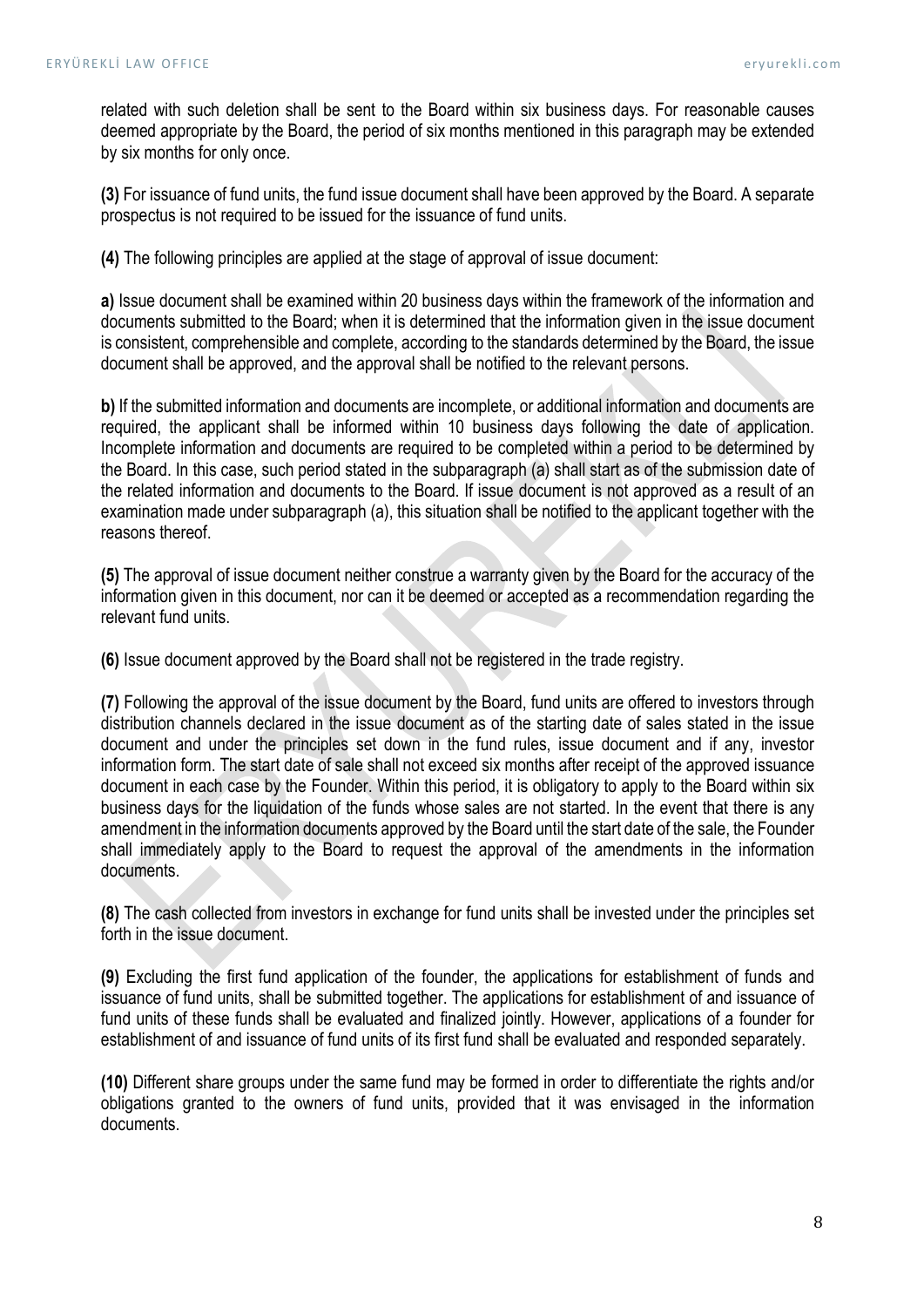related with such deletion shall be sent to the Board within six business days. For reasonable causes deemed appropriate by the Board, the period of six months mentioned in this paragraph may be extended by six months for only once.

**(3)** For issuance of fund units, the fund issue document shall have been approved by the Board. A separate prospectus is not required to be issued for the issuance of fund units.

**(4)** The following principles are applied at the stage of approval of issue document:

**a)** Issue document shall be examined within 20 business days within the framework of the information and documents submitted to the Board; when it is determined that the information given in the issue document is consistent, comprehensible and complete, according to the standards determined by the Board, the issue document shall be approved, and the approval shall be notified to the relevant persons.

**b)** If the submitted information and documents are incomplete, or additional information and documents are required, the applicant shall be informed within 10 business days following the date of application. Incomplete information and documents are required to be completed within a period to be determined by the Board. In this case, such period stated in the subparagraph (a) shall start as of the submission date of the related information and documents to the Board. If issue document is not approved as a result of an examination made under subparagraph (a), this situation shall be notified to the applicant together with the reasons thereof.

**(5)** The approval of issue document neither construe a warranty given by the Board for the accuracy of the information given in this document, nor can it be deemed or accepted as a recommendation regarding the relevant fund units.

**(6)** Issue document approved by the Board shall not be registered in the trade registry.

**(7)** Following the approval of the issue document by the Board, fund units are offered to investors through distribution channels declared in the issue document as of the starting date of sales stated in the issue document and under the principles set down in the fund rules, issue document and if any, investor information form. The start date of sale shall not exceed six months after receipt of the approved issuance document in each case by the Founder. Within this period, it is obligatory to apply to the Board within six business days for the liquidation of the funds whose sales are not started. In the event that there is any amendment in the information documents approved by the Board until the start date of the sale, the Founder shall immediately apply to the Board to request the approval of the amendments in the information documents.

**(8)** The cash collected from investors in exchange for fund units shall be invested under the principles set forth in the issue document.

**(9)** Excluding the first fund application of the founder, the applications for establishment of funds and issuance of fund units, shall be submitted together. The applications for establishment of and issuance of fund units of these funds shall be evaluated and finalized jointly. However, applications of a founder for establishment of and issuance of fund units of its first fund shall be evaluated and responded separately.

**(10)** Different share groups under the same fund may be formed in order to differentiate the rights and/or obligations granted to the owners of fund units, provided that it was envisaged in the information documents.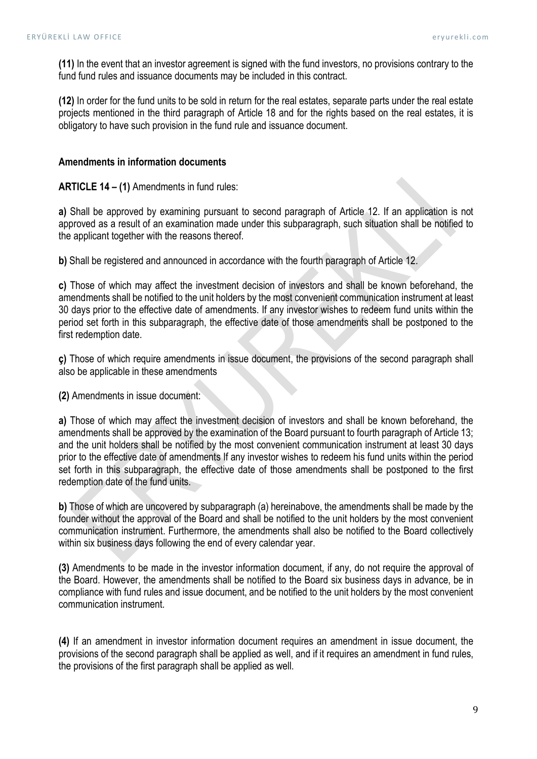**(11)** In the event that an investor agreement is signed with the fund investors, no provisions contrary to the fund fund rules and issuance documents may be included in this contract.

**(12)** In order for the fund units to be sold in return for the real estates, separate parts under the real estate projects mentioned in the third paragraph of Article 18 and for the rights based on the real estates, it is obligatory to have such provision in the fund rule and issuance document.

**Amendments in information documents**

**ARTICLE 14 – (1)** Amendments in fund rules:

**a)** Shall be approved by examining pursuant to second paragraph of Article 12. If an application is not approved as a result of an examination made under this subparagraph, such situation shall be notified to the applicant together with the reasons thereof.

**b)** Shall be registered and announced in accordance with the fourth paragraph of Article 12.

**c)** Those of which may affect the investment decision of investors and shall be known beforehand, the amendments shall be notified to the unit holders by the most convenient communication instrument at least 30 days prior to the effective date of amendments. If any investor wishes to redeem fund units within the period set forth in this subparagraph, the effective date of those amendments shall be postponed to the first redemption date.

**ç)** Those of which require amendments in issue document, the provisions of the second paragraph shall also be applicable in these amendments

**(2)** Amendments in issue document:

**a)** Those of which may affect the investment decision of investors and shall be known beforehand, the amendments shall be approved by the examination of the Board pursuant to fourth paragraph of Article 13; and the unit holders shall be notified by the most convenient communication instrument at least 30 days prior to the effective date of amendments If any investor wishes to redeem his fund units within the period set forth in this subparagraph, the effective date of those amendments shall be postponed to the first redemption date of the fund units.

**b)** Those of which are uncovered by subparagraph (a) hereinabove, the amendments shall be made by the founder without the approval of the Board and shall be notified to the unit holders by the most convenient communication instrument. Furthermore, the amendments shall also be notified to the Board collectively within six business days following the end of every calendar year.

**(3)** Amendments to be made in the investor information document, if any, do not require the approval of the Board. However, the amendments shall be notified to the Board six business days in advance, be in compliance with fund rules and issue document, and be notified to the unit holders by the most convenient communication instrument.

**(4)** If an amendment in investor information document requires an amendment in issue document, the provisions of the second paragraph shall be applied as well, and if it requires an amendment in fund rules, the provisions of the first paragraph shall be applied as well.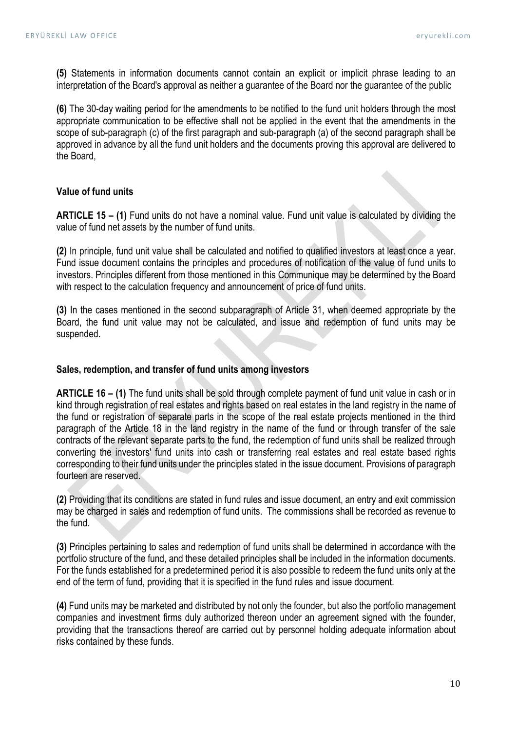**(5)** Statements in information documents cannot contain an explicit or implicit phrase leading to an interpretation of the Board's approval as neither a guarantee of the Board nor the guarantee of the public

**(6)** The 30-day waiting period for the amendments to be notified to the fund unit holders through the most appropriate communication to be effective shall not be applied in the event that the amendments in the scope of sub-paragraph (c) of the first paragraph and sub-paragraph (a) of the second paragraph shall be approved in advance by all the fund unit holders and the documents proving this approval are delivered to the Board,

**Value of fund units**

**ARTICLE 15 – (1)** Fund units do not have a nominal value. Fund unit value is calculated by dividing the value of fund net assets by the number of fund units.

**(2)** In principle, fund unit value shall be calculated and notified to qualified investors at least once a year. Fund issue document contains the principles and procedures of notification of the value of fund units to investors. Principles different from those mentioned in this Communique may be determined by the Board with respect to the calculation frequency and announcement of price of fund units.

**(3)** In the cases mentioned in the second subparagraph of Article 31, when deemed appropriate by the Board, the fund unit value may not be calculated, and issue and redemption of fund units may be suspended.

**Sales, redemption, and transfer of fund units among investors**

**ARTICLE 16 – (1)** The fund units shall be sold through complete payment of fund unit value in cash or in kind through registration of real estates and rights based on real estates in the land registry in the name of the fund or registration of separate parts in the scope of the real estate projects mentioned in the third paragraph of the Article 18 in the land registry in the name of the fund or through transfer of the sale contracts of the relevant separate parts to the fund, the redemption of fund units shall be realized through converting the investors' fund units into cash or transferring real estates and real estate based rights corresponding to their fund units under the principles stated in the issue document. Provisions of paragraph fourteen are reserved.

**(2)** Providing that its conditions are stated in fund rules and issue document, an entry and exit commission may be charged in sales and redemption of fund units. The commissions shall be recorded as revenue to the fund.

**(3)** Principles pertaining to sales and redemption of fund units shall be determined in accordance with the portfolio structure of the fund, and these detailed principles shall be included in the information documents. For the funds established for a predetermined period it is also possible to redeem the fund units only at the end of the term of fund, providing that it is specified in the fund rules and issue document.

**(4)** Fund units may be marketed and distributed by not only the founder, but also the portfolio management companies and investment firms duly authorized thereon under an agreement signed with the founder, providing that the transactions thereof are carried out by personnel holding adequate information about risks contained by these funds.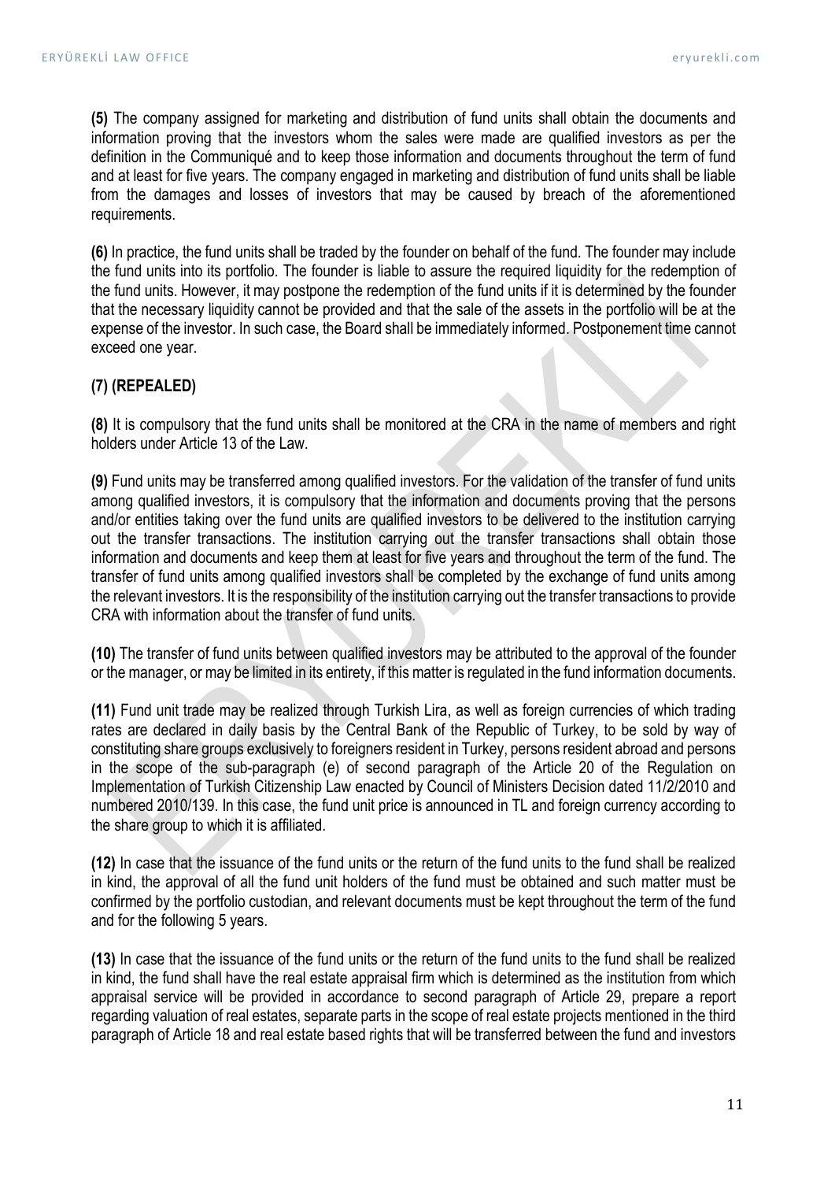**(5)** The company assigned for marketing and distribution of fund units shall obtain the documents and information proving that the investors whom the sales were made are qualified investors as per the definition in the Communiqué and to keep those information and documents throughout the term of fund and at least for five years. The company engaged in marketing and distribution of fund units shall be liable from the damages and losses of investors that may be caused by breach of the aforementioned requirements.

**(6)** In practice, the fund units shall be traded by the founder on behalf of the fund. The founder may include the fund units into its portfolio. The founder is liable to assure the required liquidity for the redemption of the fund units. However, it may postpone the redemption of the fund units if it is determined by the founder that the necessary liquidity cannot be provided and that the sale of the assets in the portfolio will be at the expense of the investor. In such case, the Board shall be immediately informed. Postponement time cannot exceed one year.

**(7) (REPEALED)**

**(8)** It is compulsory that the fund units shall be monitored at the CRA in the name of members and right holders under Article 13 of the Law.

**(9)** Fund units may be transferred among qualified investors. For the validation of the transfer of fund units among qualified investors, it is compulsory that the information and documents proving that the persons and/or entities taking over the fund units are qualified investors to be delivered to the institution carrying out the transfer transactions. The institution carrying out the transfer transactions shall obtain those information and documents and keep them at least for five years and throughout the term of the fund. The transfer of fund units among qualified investors shall be completed by the exchange of fund units among the relevant investors. It is the responsibility of the institution carrying out the transfer transactions to provide CRA with information about the transfer of fund units.

**(10)** The transfer of fund units between qualified investors may be attributed to the approval of the founder or the manager, or may be limited in its entirety, if this matter is regulated in the fund information documents.

**(11)** Fund unit trade may be realized through Turkish Lira, as well as foreign currencies of which trading rates are declared in daily basis by the Central Bank of the Republic of Turkey, to be sold by way of constituting share groups exclusively to foreigners resident in Turkey, persons resident abroad and persons in the scope of the sub-paragraph (e) of second paragraph of the Article 20 of the Regulation on Implementation of Turkish Citizenship Law enacted by Council of Ministers Decision dated 11/2/2010 and numbered 2010/139. In this case, the fund unit price is announced in TL and foreign currency according to the share group to which it is affiliated.

**(12)** In case that the issuance of the fund units or the return of the fund units to the fund shall be realized in kind, the approval of all the fund unit holders of the fund must be obtained and such matter must be confirmed by the portfolio custodian, and relevant documents must be kept throughout the term of the fund and for the following 5 years.

**(13)** In case that the issuance of the fund units or the return of the fund units to the fund shall be realized in kind, the fund shall have the real estate appraisal firm which is determined as the institution from which appraisal service will be provided in accordance to second paragraph of Article 29, prepare a report regarding valuation of real estates, separate parts in the scope of real estate projects mentioned in the third paragraph of Article 18 and real estate based rights that will be transferred between the fund and investors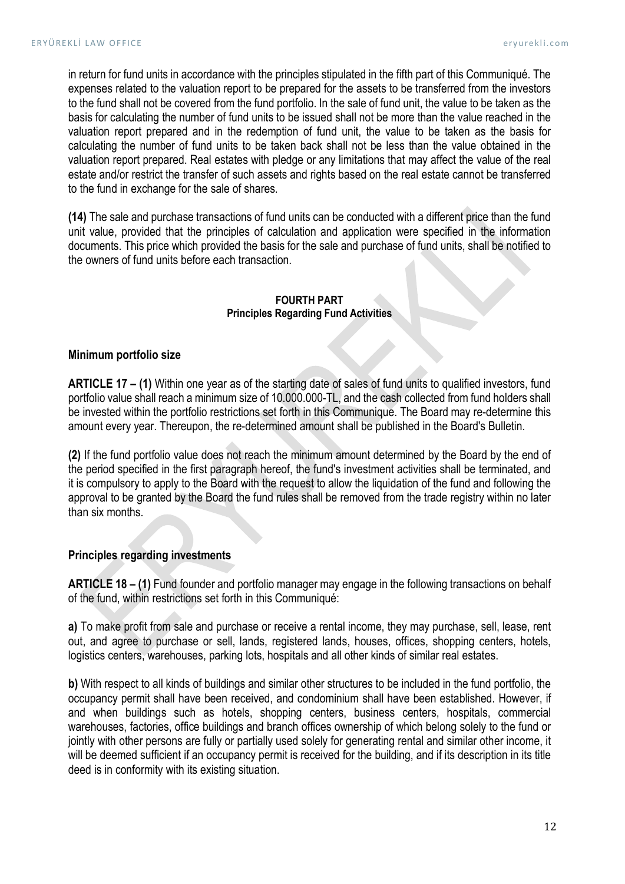in return for fund units in accordance with the principles stipulated in the fifth part of this Communiqué. The expenses related to the valuation report to be prepared for the assets to be transferred from the investors to the fund shall not be covered from the fund portfolio. In the sale of fund unit, the value to be taken as the basis for calculating the number of fund units to be issued shall not be more than the value reached in the valuation report prepared and in the redemption of fund unit, the value to be taken as the basis for calculating the number of fund units to be taken back shall not be less than the value obtained in the valuation report prepared. Real estates with pledge or any limitations that may affect the value of the real estate and/or restrict the transfer of such assets and rights based on the real estate cannot be transferred to the fund in exchange for the sale of shares.

**(14)** The sale and purchase transactions of fund units can be conducted with a different price than the fund unit value, provided that the principles of calculation and application were specified in the information documents. This price which provided the basis for the sale and purchase of fund units, shall be notified to the owners of fund units before each transaction.

## FOURTH PART
## Principles Regarding Fund Activities

### Minimum portfolio size

**ARTICLE 17 – (1)** Within one year as of the starting date of sales of fund units to qualified investors, fund portfolio value shall reach a minimum size of 10.000.000-TL, and the cash collected from fund holders shall be invested within the portfolio restrictions set forth in this Communique. The Board may re-determine this amount every year. Thereupon, the re-determined amount shall be published in the Board's Bulletin.

**(2)** If the fund portfolio value does not reach the minimum amount determined by the Board by the end of the period specified in the first paragraph hereof, the fund's investment activities shall be terminated, and it is compulsory to apply to the Board with the request to allow the liquidation of the fund and following the approval to be granted by the Board the fund rules shall be removed from the trade registry within no later than six months.

### Principles regarding investments

**ARTICLE 18 – (1)** Fund founder and portfolio manager may engage in the following transactions on behalf of the fund, within restrictions set forth in this Communiqué:

**a)** To make profit from sale and purchase or receive a rental income, they may purchase, sell, lease, rent out, and agree to purchase or sell, lands, registered lands, houses, offices, shopping centers, hotels, logistics centers, warehouses, parking lots, hospitals and all other kinds of similar real estates.

**b)** With respect to all kinds of buildings and similar other structures to be included in the fund portfolio, the occupancy permit shall have been received, and condominium shall have been established. However, if and when buildings such as hotels, shopping centers, business centers, hospitals, commercial warehouses, factories, office buildings and branch offices ownership of which belong solely to the fund or jointly with other persons are fully or partially used solely for generating rental and similar other income, it will be deemed sufficient if an occupancy permit is received for the building, and if its description in its title deed is in conformity with its existing situation.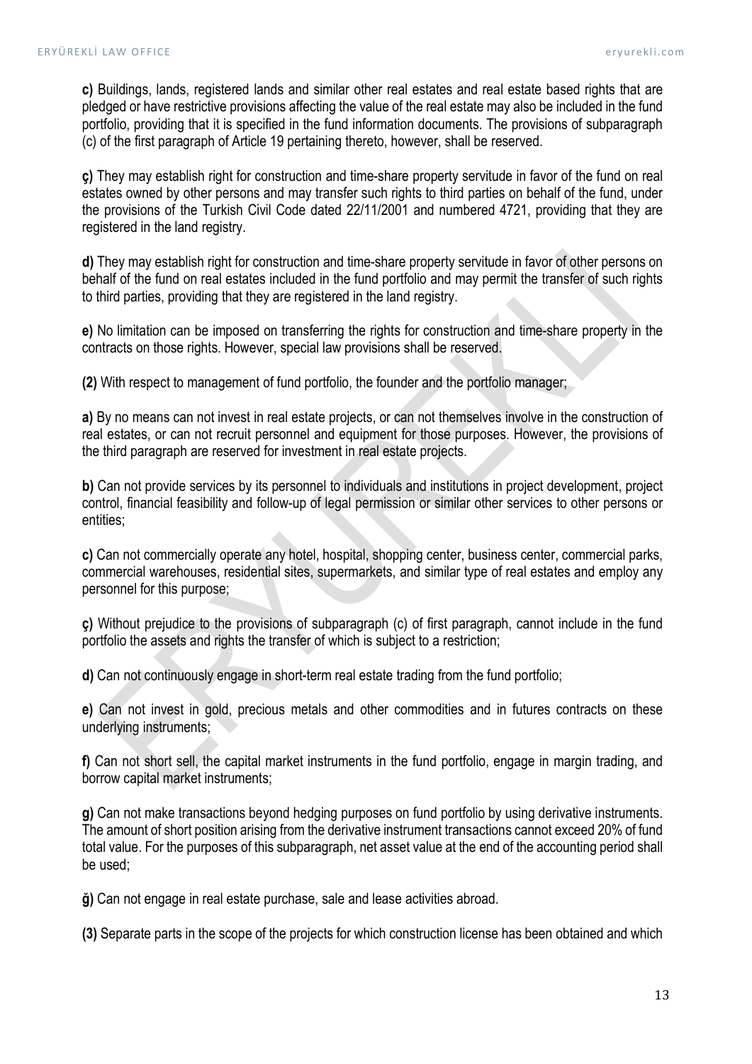**c)** Buildings, lands, registered lands and similar other real estates and real estate based rights that are pledged or have restrictive provisions affecting the value of the real estate may also be included in the fund portfolio, providing that it is specified in the fund information documents. The provisions of subparagraph (c) of the first paragraph of Article 19 pertaining thereto, however, shall be reserved.

**ç)** They may establish right for construction and time-share property servitude in favor of the fund on real estates owned by other persons and may transfer such rights to third parties on behalf of the fund, under the provisions of the Turkish Civil Code dated 22/11/2001 and numbered 4721, providing that they are registered in the land registry.

**d)** They may establish right for construction and time-share property servitude in favor of other persons on behalf of the fund on real estates included in the fund portfolio and may permit the transfer of such rights to third parties, providing that they are registered in the land registry.

**e)** No limitation can be imposed on transferring the rights for construction and time-share property in the contracts on those rights. However, special law provisions shall be reserved.

**(2)** With respect to management of fund portfolio, the founder and the portfolio manager;

**a)** By no means can not invest in real estate projects, or can not themselves involve in the construction of real estates, or can not recruit personnel and equipment for those purposes. However, the provisions of the third paragraph are reserved for investment in real estate projects.

**b)** Can not provide services by its personnel to individuals and institutions in project development, project control, financial feasibility and follow-up of legal permission or similar other services to other persons or entities;

**c)** Can not commercially operate any hotel, hospital, shopping center, business center, commercial parks, commercial warehouses, residential sites, supermarkets, and similar type of real estates and employ any personnel for this purpose;

**ç)** Without prejudice to the provisions of subparagraph (c) of first paragraph, cannot include in the fund portfolio the assets and rights the transfer of which is subject to a restriction;

**d)** Can not continuously engage in short-term real estate trading from the fund portfolio;

**e)** Can not invest in gold, precious metals and other commodities and in futures contracts on these underlying instruments;

**f)** Can not short sell, the capital market instruments in the fund portfolio, engage in margin trading, and borrow capital market instruments;

**g)** Can not make transactions beyond hedging purposes on fund portfolio by using derivative instruments. The amount of short position arising from the derivative instrument transactions cannot exceed 20% of fund total value. For the purposes of this subparagraph, net asset value at the end of the accounting period shall be used;

**ğ)** Can not engage in real estate purchase, sale and lease activities abroad.

**(3)** Separate parts in the scope of the projects for which construction license has been obtained and which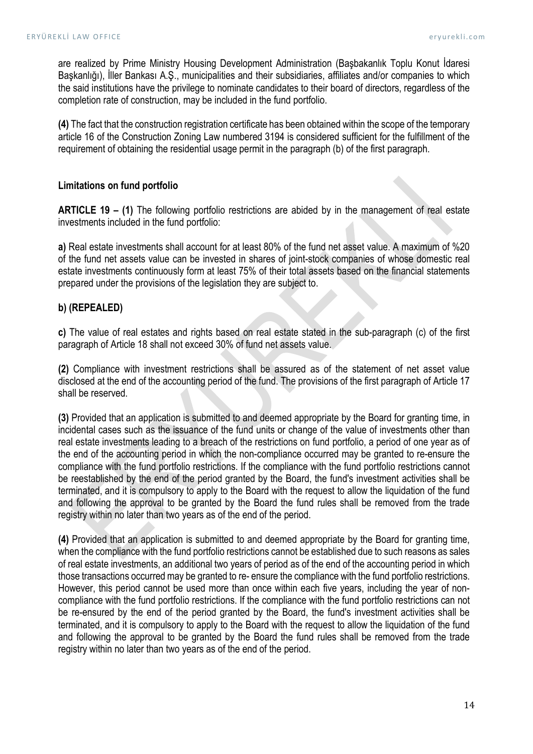are realized by Prime Ministry Housing Development Administration (Başbakanlık Toplu Konut İdaresi Başkanlığı), İller Bankası A.Ş., municipalities and their subsidiaries, affiliates and/or companies to which the said institutions have the privilege to nominate candidates to their board of directors, regardless of the completion rate of construction, may be included in the fund portfolio.

**(4)** The fact that the construction registration certificate has been obtained within the scope of the temporary article 16 of the Construction Zoning Law numbered 3194 is considered sufficient for the fulfillment of the requirement of obtaining the residential usage permit in the paragraph (b) of the first paragraph.

**Limitations on fund portfolio**

**ARTICLE 19 – (1)** The following portfolio restrictions are abided by in the management of real estate investments included in the fund portfolio:

**a)** Real estate investments shall account for at least 80% of the fund net asset value. A maximum of %20 of the fund net assets value can be invested in shares of joint-stock companies of whose domestic real estate investments continuously form at least 75% of their total assets based on the financial statements prepared under the provisions of the legislation they are subject to.

**b) (REPEALED)**

**c)** The value of real estates and rights based on real estate stated in the sub-paragraph (c) of the first paragraph of Article 18 shall not exceed 30% of fund net assets value.

**(2)** Compliance with investment restrictions shall be assured as of the statement of net asset value disclosed at the end of the accounting period of the fund. The provisions of the first paragraph of Article 17 shall be reserved.

**(3)** Provided that an application is submitted to and deemed appropriate by the Board for granting time, in incidental cases such as the issuance of the fund units or change of the value of investments other than real estate investments leading to a breach of the restrictions on fund portfolio, a period of one year as of the end of the accounting period in which the non-compliance occurred may be granted to re-ensure the compliance with the fund portfolio restrictions. If the compliance with the fund portfolio restrictions cannot be reestablished by the end of the period granted by the Board, the fund's investment activities shall be terminated, and it is compulsory to apply to the Board with the request to allow the liquidation of the fund and following the approval to be granted by the Board the fund rules shall be removed from the trade registry within no later than two years as of the end of the period.

**(4)** Provided that an application is submitted to and deemed appropriate by the Board for granting time, when the compliance with the fund portfolio restrictions cannot be established due to such reasons as sales of real estate investments, an additional two years of period as of the end of the accounting period in which those transactions occurred may be granted to re- ensure the compliance with the fund portfolio restrictions. However, this period cannot be used more than once within each five years, including the year of non-compliance with the fund portfolio restrictions. If the compliance with the fund portfolio restrictions can not be re-ensured by the end of the period granted by the Board, the fund's investment activities shall be terminated, and it is compulsory to apply to the Board with the request to allow the liquidation of the fund and following the approval to be granted by the Board the fund rules shall be removed from the trade registry within no later than two years as of the end of the period.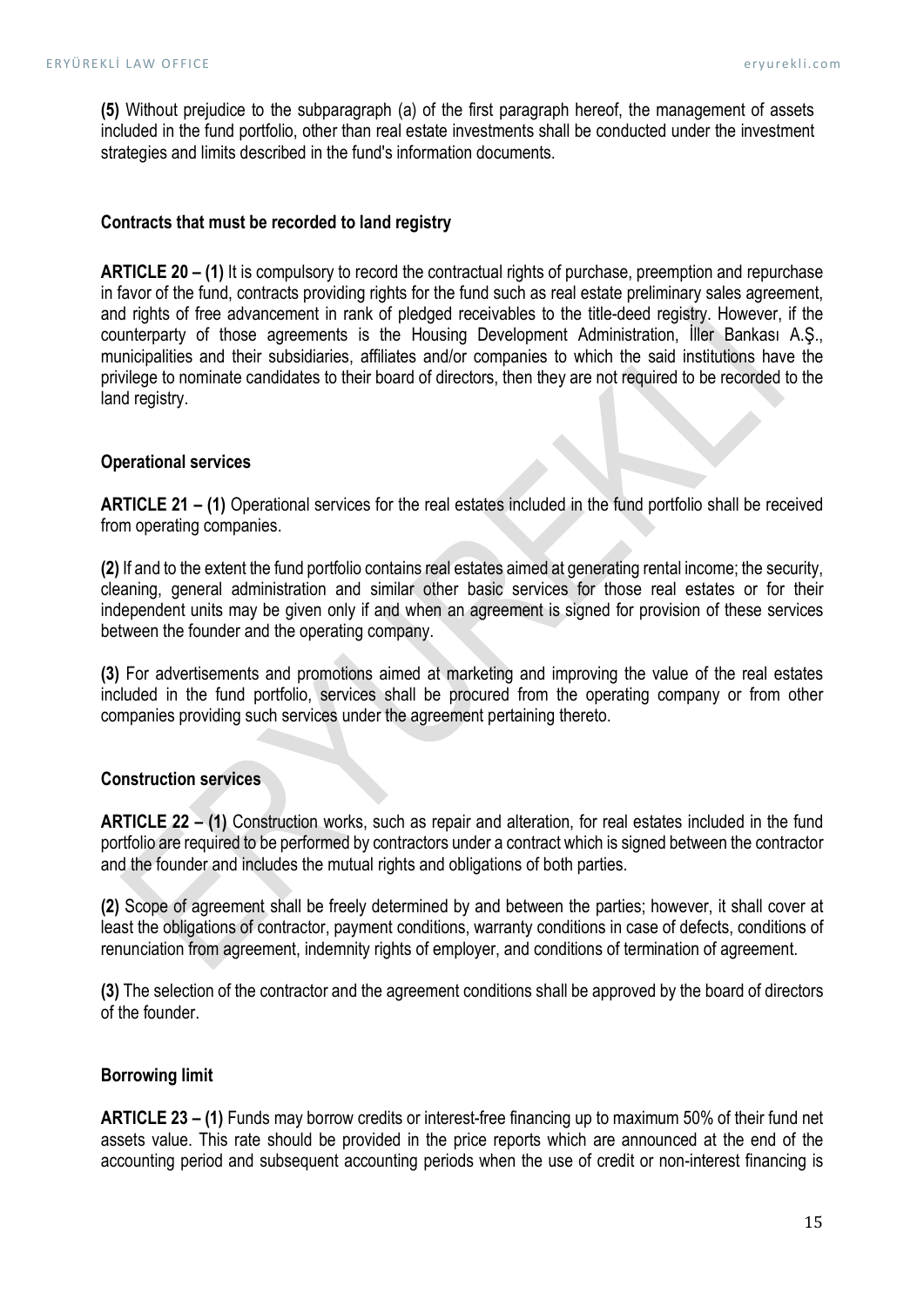**(5)** Without prejudice to the subparagraph (a) of the first paragraph hereof, the management of assets included in the fund portfolio, other than real estate investments shall be conducted under the investment strategies and limits described in the fund's information documents.

**Contracts that must be recorded to land registry**

**ARTICLE 20 – (1)** It is compulsory to record the contractual rights of purchase, preemption and repurchase in favor of the fund, contracts providing rights for the fund such as real estate preliminary sales agreement, and rights of free advancement in rank of pledged receivables to the title-deed registry. However, if the counterparty of those agreements is the Housing Development Administration, İller Bankası A.Ş., municipalities and their subsidiaries, affiliates and/or companies to which the said institutions have the privilege to nominate candidates to their board of directors, then they are not required to be recorded to the land registry.

**Operational services**

**ARTICLE 21 – (1)** Operational services for the real estates included in the fund portfolio shall be received from operating companies.

**(2)** If and to the extent the fund portfolio contains real estates aimed at generating rental income; the security, cleaning, general administration and similar other basic services for those real estates or for their independent units may be given only if and when an agreement is signed for provision of these services between the founder and the operating company.

**(3)** For advertisements and promotions aimed at marketing and improving the value of the real estates included in the fund portfolio, services shall be procured from the operating company or from other companies providing such services under the agreement pertaining thereto.

**Construction services**

**ARTICLE 22 – (1)** Construction works, such as repair and alteration, for real estates included in the fund portfolio are required to be performed by contractors under a contract which is signed between the contractor and the founder and includes the mutual rights and obligations of both parties.

**(2)** Scope of agreement shall be freely determined by and between the parties; however, it shall cover at least the obligations of contractor, payment conditions, warranty conditions in case of defects, conditions of renunciation from agreement, indemnity rights of employer, and conditions of termination of agreement.

**(3)** The selection of the contractor and the agreement conditions shall be approved by the board of directors of the founder.

**Borrowing limit**

**ARTICLE 23 – (1)** Funds may borrow credits or interest-free financing up to maximum 50% of their fund net assets value. This rate should be provided in the price reports which are announced at the end of the accounting period and subsequent accounting periods when the use of credit or non-interest financing is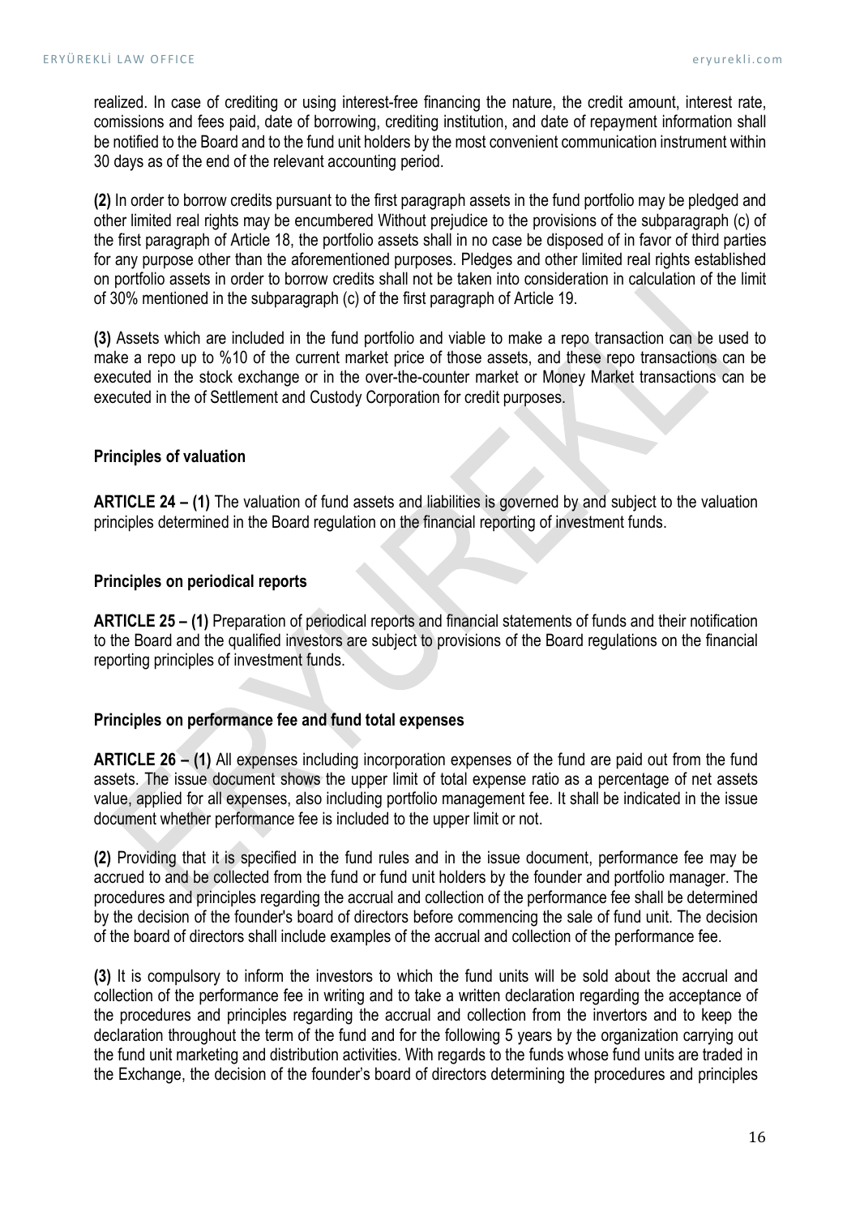realized. In case of crediting or using interest-free financing the nature, the credit amount, interest rate, comissions and fees paid, date of borrowing, crediting institution, and date of repayment information shall be notified to the Board and to the fund unit holders by the most convenient communication instrument within 30 days as of the end of the relevant accounting period.

**(2)** In order to borrow credits pursuant to the first paragraph assets in the fund portfolio may be pledged and other limited real rights may be encumbered Without prejudice to the provisions of the subparagraph (c) of the first paragraph of Article 18, the portfolio assets shall in no case be disposed of in favor of third parties for any purpose other than the aforementioned purposes. Pledges and other limited real rights established on portfolio assets in order to borrow credits shall not be taken into consideration in calculation of the limit of 30% mentioned in the subparagraph (c) of the first paragraph of Article 19.

**(3)** Assets which are included in the fund portfolio and viable to make a repo transaction can be used to make a repo up to %10 of the current market price of those assets, and these repo transactions can be executed in the stock exchange or in the over-the-counter market or Money Market transactions can be executed in the of Settlement and Custody Corporation for credit purposes.

### Principles of valuation

**ARTICLE 24 – (1)** The valuation of fund assets and liabilities is governed by and subject to the valuation principles determined in the Board regulation on the financial reporting of investment funds.

### Principles on periodical reports

**ARTICLE 25 – (1)** Preparation of periodical reports and financial statements of funds and their notification to the Board and the qualified investors are subject to provisions of the Board regulations on the financial reporting principles of investment funds.

### Principles on performance fee and fund total expenses

**ARTICLE 26 – (1)** All expenses including incorporation expenses of the fund are paid out from the fund assets. The issue document shows the upper limit of total expense ratio as a percentage of net assets value, applied for all expenses, also including portfolio management fee. It shall be indicated in the issue document whether performance fee is included to the upper limit or not.

**(2)** Providing that it is specified in the fund rules and in the issue document, performance fee may be accrued to and be collected from the fund or fund unit holders by the founder and portfolio manager. The procedures and principles regarding the accrual and collection of the performance fee shall be determined by the decision of the founder's board of directors before commencing the sale of fund unit. The decision of the board of directors shall include examples of the accrual and collection of the performance fee.

**(3)** It is compulsory to inform the investors to which the fund units will be sold about the accrual and collection of the performance fee in writing and to take a written declaration regarding the acceptance of the procedures and principles regarding the accrual and collection from the invertors and to keep the declaration throughout the term of the fund and for the following 5 years by the organization carrying out the fund unit marketing and distribution activities. With regards to the funds whose fund units are traded in the Exchange, the decision of the founder's board of directors determining the procedures and principles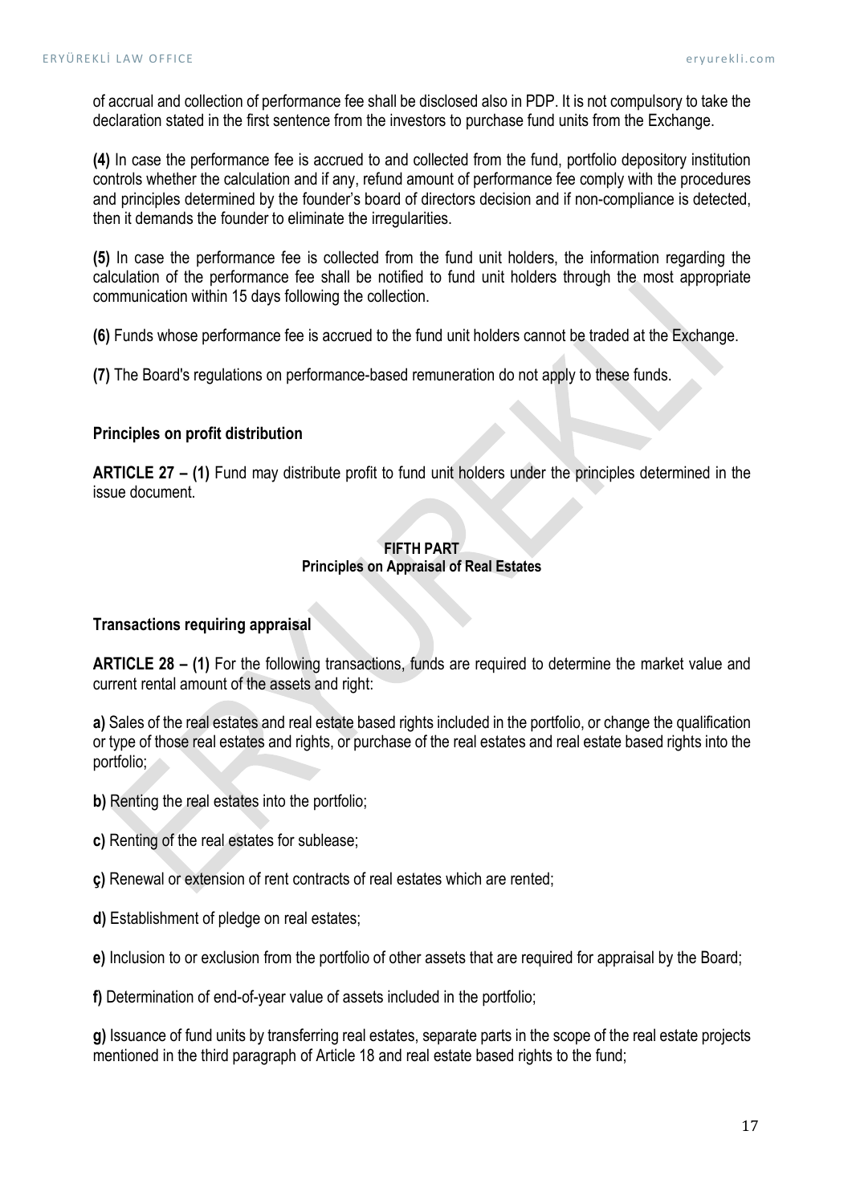of accrual and collection of performance fee shall be disclosed also in PDP. It is not compulsory to take the declaration stated in the first sentence from the investors to purchase fund units from the Exchange.

**(4)** In case the performance fee is accrued to and collected from the fund, portfolio depository institution controls whether the calculation and if any, refund amount of performance fee comply with the procedures and principles determined by the founder's board of directors decision and if non-compliance is detected, then it demands the founder to eliminate the irregularities.

**(5)** In case the performance fee is collected from the fund unit holders, the information regarding the calculation of the performance fee shall be notified to fund unit holders through the most appropriate communication within 15 days following the collection.

**(6)** Funds whose performance fee is accrued to the fund unit holders cannot be traded at the Exchange.

**(7)** The Board's regulations on performance-based remuneration do not apply to these funds.

**Principles on profit distribution**

**ARTICLE 27 – (1)** Fund may distribute profit to fund unit holders under the principles determined in the issue document.

**FIFTH PART**
**Principles on Appraisal of Real Estates**

**Transactions requiring appraisal**

**ARTICLE 28 – (1)** For the following transactions, funds are required to determine the market value and current rental amount of the assets and right:

**a)** Sales of the real estates and real estate based rights included in the portfolio, or change the qualification or type of those real estates and rights, or purchase of the real estates and real estate based rights into the portfolio;

**b)** Renting the real estates into the portfolio;

**c)** Renting of the real estates for sublease;

**ç)** Renewal or extension of rent contracts of real estates which are rented;

**d)** Establishment of pledge on real estates;

**e)** Inclusion to or exclusion from the portfolio of other assets that are required for appraisal by the Board;

**f)** Determination of end-of-year value of assets included in the portfolio;

**g)** Issuance of fund units by transferring real estates, separate parts in the scope of the real estate projects mentioned in the third paragraph of Article 18 and real estate based rights to the fund;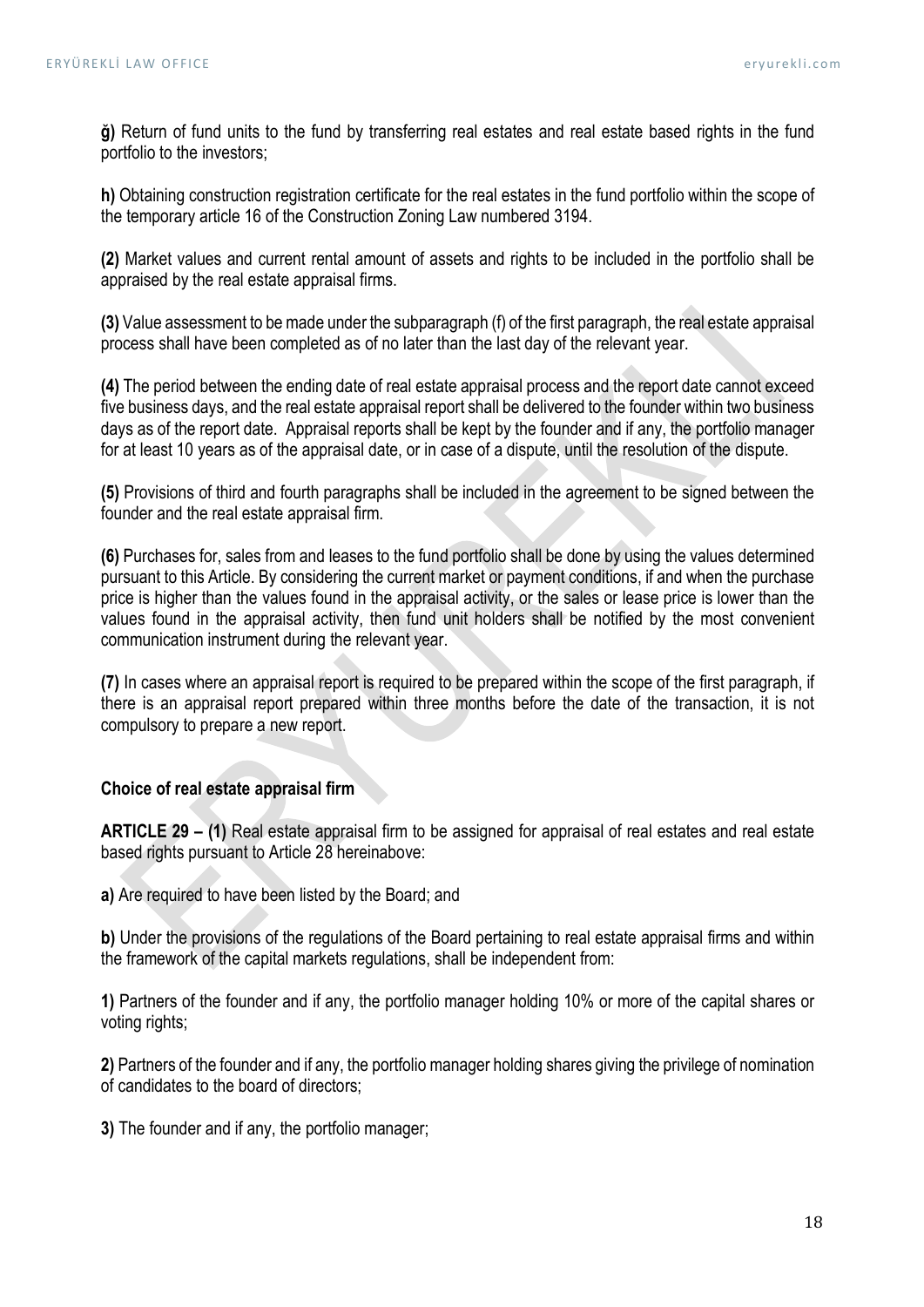**ğ)** Return of fund units to the fund by transferring real estates and real estate based rights in the fund portfolio to the investors;

**h)** Obtaining construction registration certificate for the real estates in the fund portfolio within the scope of the temporary article 16 of the Construction Zoning Law numbered 3194.

**(2)** Market values and current rental amount of assets and rights to be included in the portfolio shall be appraised by the real estate appraisal firms.

**(3)** Value assessment to be made under the subparagraph (f) of the first paragraph, the real estate appraisal process shall have been completed as of no later than the last day of the relevant year.

**(4)** The period between the ending date of real estate appraisal process and the report date cannot exceed five business days, and the real estate appraisal report shall be delivered to the founder within two business days as of the report date. Appraisal reports shall be kept by the founder and if any, the portfolio manager for at least 10 years as of the appraisal date, or in case of a dispute, until the resolution of the dispute.

**(5)** Provisions of third and fourth paragraphs shall be included in the agreement to be signed between the founder and the real estate appraisal firm.

**(6)** Purchases for, sales from and leases to the fund portfolio shall be done by using the values determined pursuant to this Article. By considering the current market or payment conditions, if and when the purchase price is higher than the values found in the appraisal activity, or the sales or lease price is lower than the values found in the appraisal activity, then fund unit holders shall be notified by the most convenient communication instrument during the relevant year.

**(7)** In cases where an appraisal report is required to be prepared within the scope of the first paragraph, if there is an appraisal report prepared within three months before the date of the transaction, it is not compulsory to prepare a new report.

### Choice of real estate appraisal firm

**ARTICLE 29 – (1)** Real estate appraisal firm to be assigned for appraisal of real estates and real estate based rights pursuant to Article 28 hereinabove:

**a)** Are required to have been listed by the Board; and

**b)** Under the provisions of the regulations of the Board pertaining to real estate appraisal firms and within the framework of the capital markets regulations, shall be independent from:

**1)** Partners of the founder and if any, the portfolio manager holding 10% or more of the capital shares or voting rights;

**2)** Partners of the founder and if any, the portfolio manager holding shares giving the privilege of nomination of candidates to the board of directors;

**3)** The founder and if any, the portfolio manager;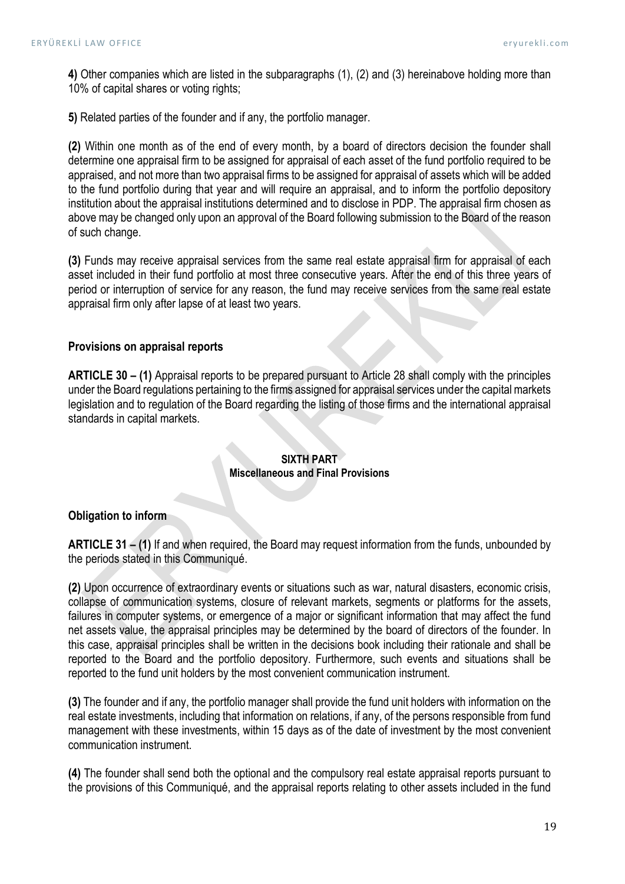**4)** Other companies which are listed in the subparagraphs (1), (2) and (3) hereinabove holding more than 10% of capital shares or voting rights;

**5)** Related parties of the founder and if any, the portfolio manager.

**(2)** Within one month as of the end of every month, by a board of directors decision the founder shall determine one appraisal firm to be assigned for appraisal of each asset of the fund portfolio required to be appraised, and not more than two appraisal firms to be assigned for appraisal of assets which will be added to the fund portfolio during that year and will require an appraisal, and to inform the portfolio depository institution about the appraisal institutions determined and to disclose in PDP. The appraisal firm chosen as above may be changed only upon an approval of the Board following submission to the Board of the reason of such change.

**(3)** Funds may receive appraisal services from the same real estate appraisal firm for appraisal of each asset included in their fund portfolio at most three consecutive years. After the end of this three years of period or interruption of service for any reason, the fund may receive services from the same real estate appraisal firm only after lapse of at least two years.

**Provisions on appraisal reports**

**ARTICLE 30 – (1)** Appraisal reports to be prepared pursuant to Article 28 shall comply with the principles under the Board regulations pertaining to the firms assigned for appraisal services under the capital markets legislation and to regulation of the Board regarding the listing of those firms and the international appraisal standards in capital markets.

## SIXTH PART
## Miscellaneous and Final Provisions

**Obligation to inform**

**ARTICLE 31 – (1)** If and when required, the Board may request information from the funds, unbounded by the periods stated in this Communiqué.

**(2)** Upon occurrence of extraordinary events or situations such as war, natural disasters, economic crisis, collapse of communication systems, closure of relevant markets, segments or platforms for the assets, failures in computer systems, or emergence of a major or significant information that may affect the fund net assets value, the appraisal principles may be determined by the board of directors of the founder. In this case, appraisal principles shall be written in the decisions book including their rationale and shall be reported to the Board and the portfolio depository. Furthermore, such events and situations shall be reported to the fund unit holders by the most convenient communication instrument.

**(3)** The founder and if any, the portfolio manager shall provide the fund unit holders with information on the real estate investments, including that information on relations, if any, of the persons responsible from fund management with these investments, within 15 days as of the date of investment by the most convenient communication instrument.

**(4)** The founder shall send both the optional and the compulsory real estate appraisal reports pursuant to the provisions of this Communiqué, and the appraisal reports relating to other assets included in the fund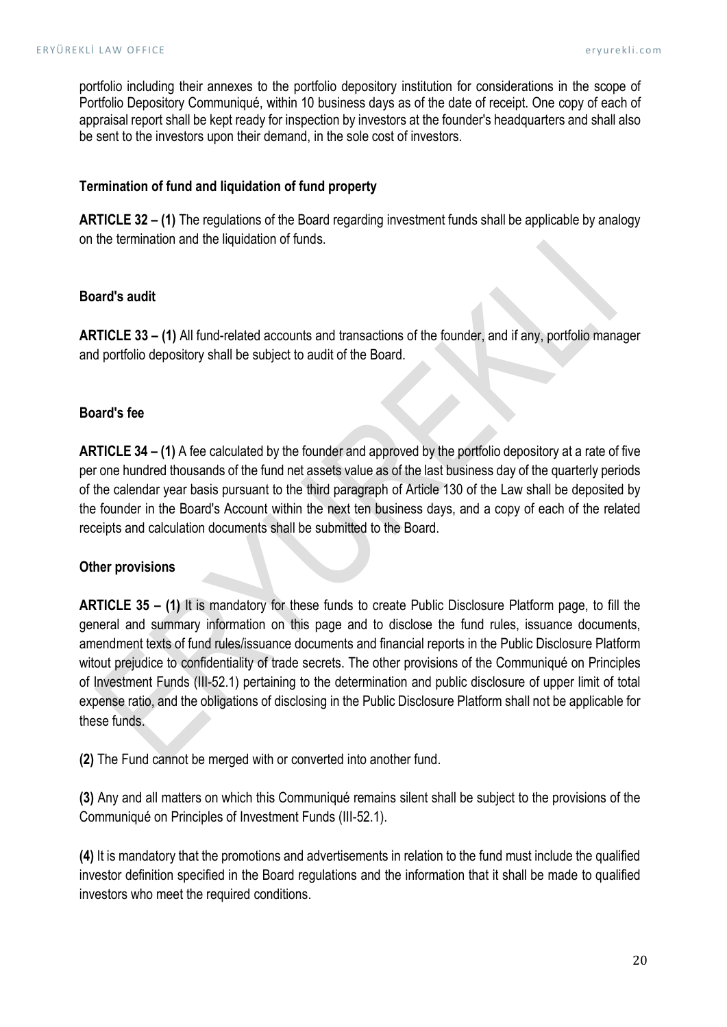portfolio including their annexes to the portfolio depository institution for considerations in the scope of Portfolio Depository Communiqué, within 10 business days as of the date of receipt. One copy of each of appraisal report shall be kept ready for inspection by investors at the founder's headquarters and shall also be sent to the investors upon their demand, in the sole cost of investors.

**Termination of fund and liquidation of fund property**

**ARTICLE 32 – (1)** The regulations of the Board regarding investment funds shall be applicable by analogy on the termination and the liquidation of funds.

**Board's audit**

**ARTICLE 33 – (1)** All fund-related accounts and transactions of the founder, and if any, portfolio manager and portfolio depository shall be subject to audit of the Board.

**Board's fee**

**ARTICLE 34 – (1)** A fee calculated by the founder and approved by the portfolio depository at a rate of five per one hundred thousands of the fund net assets value as of the last business day of the quarterly periods of the calendar year basis pursuant to the third paragraph of Article 130 of the Law shall be deposited by the founder in the Board's Account within the next ten business days, and a copy of each of the related receipts and calculation documents shall be submitted to the Board.

**Other provisions**

**ARTICLE 35 – (1)** It is mandatory for these funds to create Public Disclosure Platform page, to fill the general and summary information on this page and to disclose the fund rules, issuance documents, amendment texts of fund rules/issuance documents and financial reports in the Public Disclosure Platform witout prejudice to confidentiality of trade secrets. The other provisions of the Communiqué on Principles of Investment Funds (III-52.1) pertaining to the determination and public disclosure of upper limit of total expense ratio, and the obligations of disclosing in the Public Disclosure Platform shall not be applicable for these funds.

**(2)** The Fund cannot be merged with or converted into another fund.

**(3)** Any and all matters on which this Communiqué remains silent shall be subject to the provisions of the Communiqué on Principles of Investment Funds (III-52.1).

**(4)** It is mandatory that the promotions and advertisements in relation to the fund must include the qualified investor definition specified in the Board regulations and the information that it shall be made to qualified investors who meet the required conditions.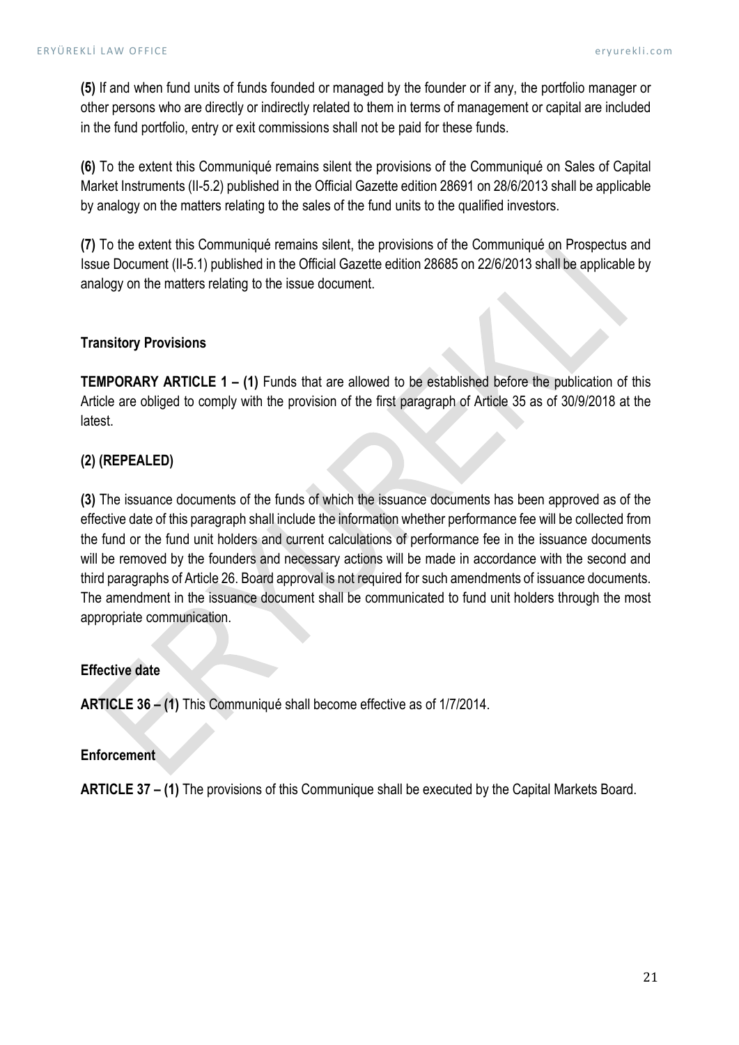**(5)** If and when fund units of funds founded or managed by the founder or if any, the portfolio manager or other persons who are directly or indirectly related to them in terms of management or capital are included in the fund portfolio, entry or exit commissions shall not be paid for these funds.

**(6)** To the extent this Communiqué remains silent the provisions of the Communiqué on Sales of Capital Market Instruments (II-5.2) published in the Official Gazette edition 28691 on 28/6/2013 shall be applicable by analogy on the matters relating to the sales of the fund units to the qualified investors.

**(7)** To the extent this Communiqué remains silent, the provisions of the Communiqué on Prospectus and Issue Document (II-5.1) published in the Official Gazette edition 28685 on 22/6/2013 shall be applicable by analogy on the matters relating to the issue document.

**Transitory Provisions**

**TEMPORARY ARTICLE 1 – (1)** Funds that are allowed to be established before the publication of this Article are obliged to comply with the provision of the first paragraph of Article 35 as of 30/9/2018 at the latest.

**(2) (REPEALED)**

**(3)** The issuance documents of the funds of which the issuance documents has been approved as of the effective date of this paragraph shall include the information whether performance fee will be collected from the fund or the fund unit holders and current calculations of performance fee in the issuance documents will be removed by the founders and necessary actions will be made in accordance with the second and third paragraphs of Article 26. Board approval is not required for such amendments of issuance documents. The amendment in the issuance document shall be communicated to fund unit holders through the most appropriate communication.

**Effective date**

**ARTICLE 36 – (1)** This Communiqué shall become effective as of 1/7/2014.

**Enforcement**

**ARTICLE 37 – (1)** The provisions of this Communique shall be executed by the Capital Markets Board.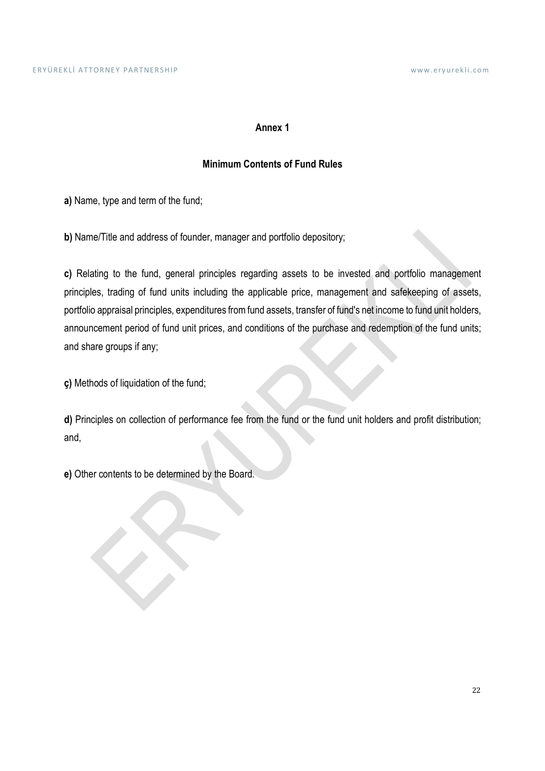## Annex 1

### Minimum Contents of Fund Rules

**a)** Name, type and term of the fund;

**b)** Name/Title and address of founder, manager and portfolio depository;

**c)** Relating to the fund, general principles regarding assets to be invested and portfolio management principles, trading of fund units including the applicable price, management and safekeeping of assets, portfolio appraisal principles, expenditures from fund assets, transfer of fund's net income to fund unit holders, announcement period of fund unit prices, and conditions of the purchase and redemption of the fund units; and share groups if any;

**ç)** Methods of liquidation of the fund;

**d)** Principles on collection of performance fee from the fund or the fund unit holders and profit distribution; and,

**e)** Other contents to be determined by the Board.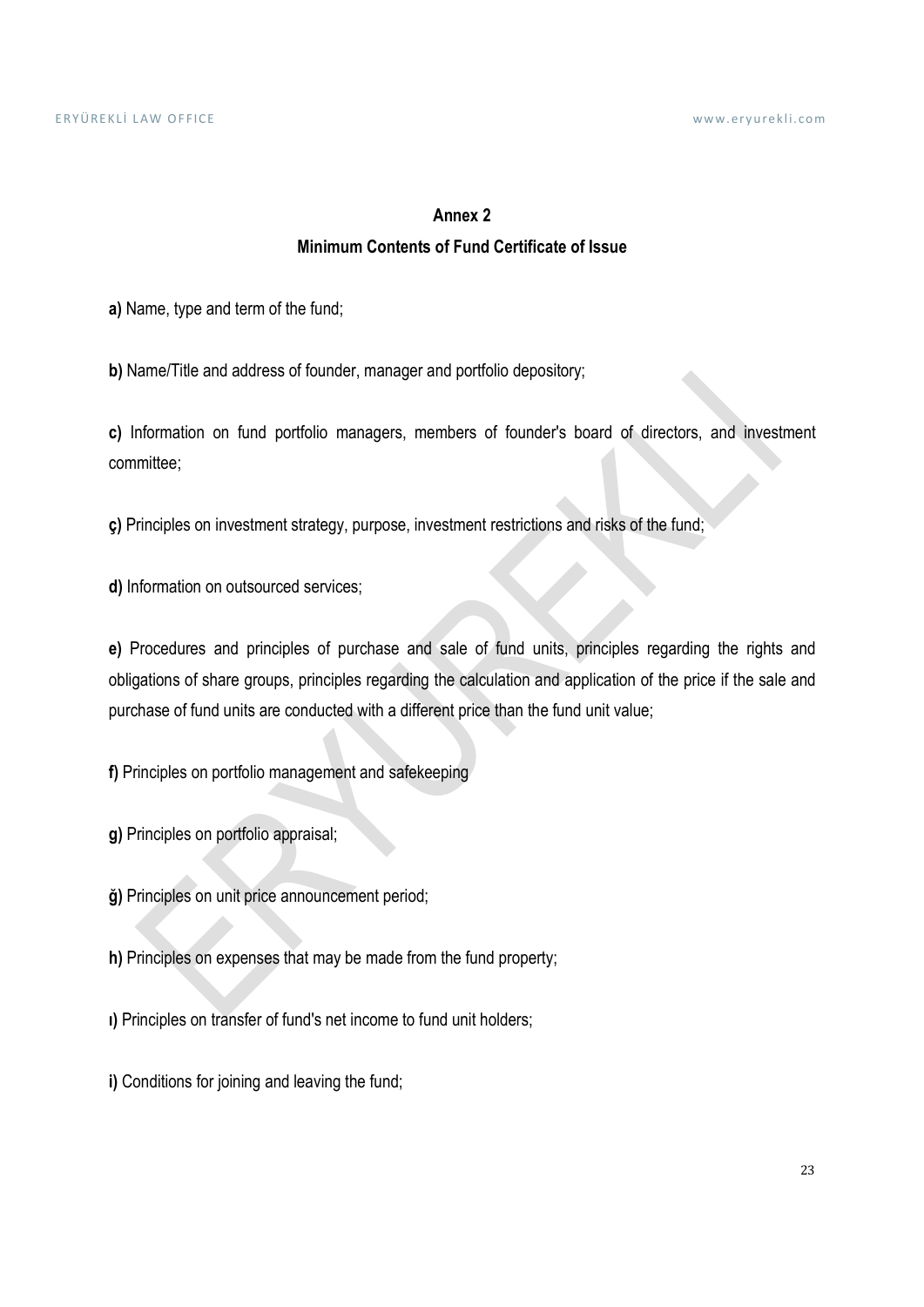## Annex 2

## Minimum Contents of Fund Certificate of Issue

**a)** Name, type and term of the fund;

**b)** Name/Title and address of founder, manager and portfolio depository;

**c)** Information on fund portfolio managers, members of founder's board of directors, and investment committee;

**ç)** Principles on investment strategy, purpose, investment restrictions and risks of the fund;

**d)** Information on outsourced services;

**e)** Procedures and principles of purchase and sale of fund units, principles regarding the rights and obligations of share groups, principles regarding the calculation and application of the price if the sale and purchase of fund units are conducted with a different price than the fund unit value;

**f)** Principles on portfolio management and safekeeping

**g)** Principles on portfolio appraisal;

**ğ)** Principles on unit price announcement period;

**h)** Principles on expenses that may be made from the fund property;

**ı)** Principles on transfer of fund's net income to fund unit holders;

**i)** Conditions for joining and leaving the fund;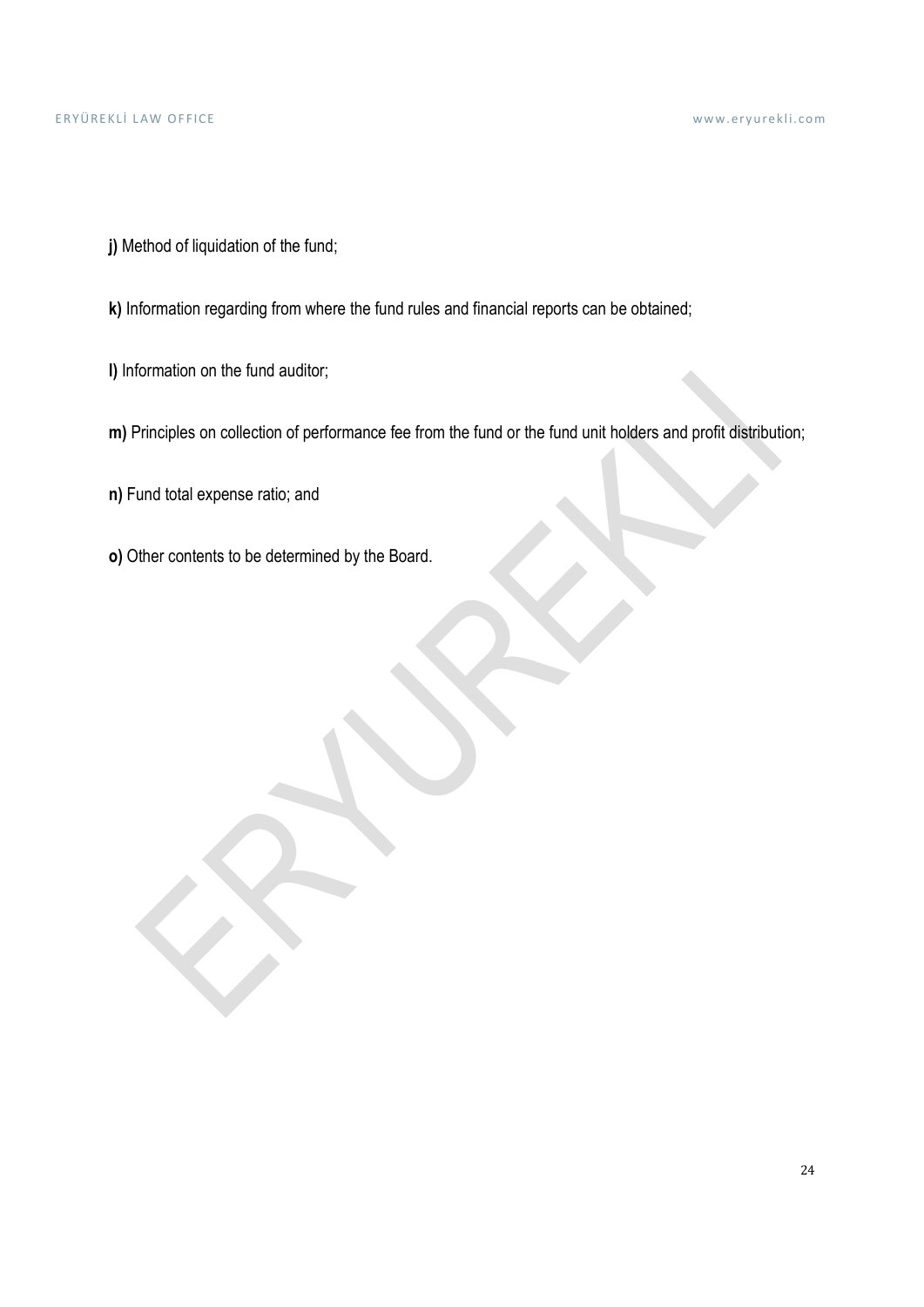**j)** Method of liquidation of the fund;

**k)** Information regarding from where the fund rules and financial reports can be obtained;

**l)** Information on the fund auditor;

**m)** Principles on collection of performance fee from the fund or the fund unit holders and profit distribution;

**n)** Fund total expense ratio; and

**o)** Other contents to be determined by the Board.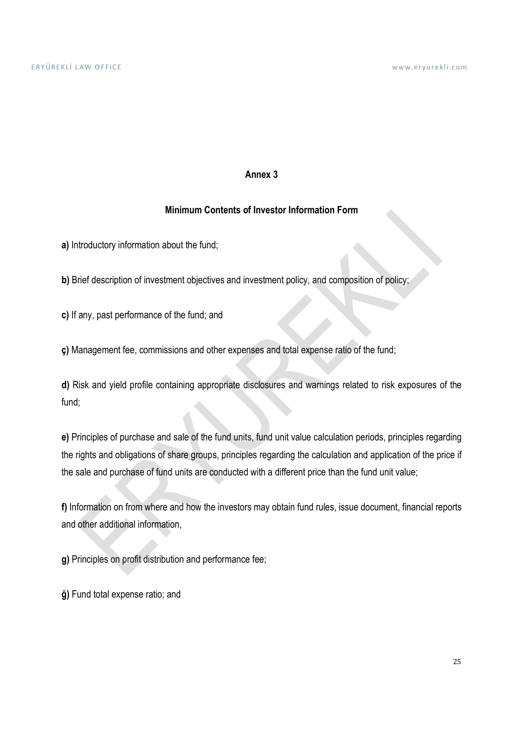## Annex 3

### Minimum Contents of Investor Information Form

**a)** Introductory information about the fund;

**b)** Brief description of investment objectives and investment policy, and composition of policy;

**c)** If any, past performance of the fund; and

**ç)** Management fee, commissions and other expenses and total expense ratio of the fund;

**d)** Risk and yield profile containing appropriate disclosures and warnings related to risk exposures of the fund;

**e)** Principles of purchase and sale of the fund units, fund unit value calculation periods, principles regarding the rights and obligations of share groups, principles regarding the calculation and application of the price if the sale and purchase of fund units are conducted with a different price than the fund unit value;

**f)** Information on from where and how the investors may obtain fund rules, issue document, financial reports and other additional information,

**g)** Principles on profit distribution and performance fee;

**ğ)** Fund total expense ratio; and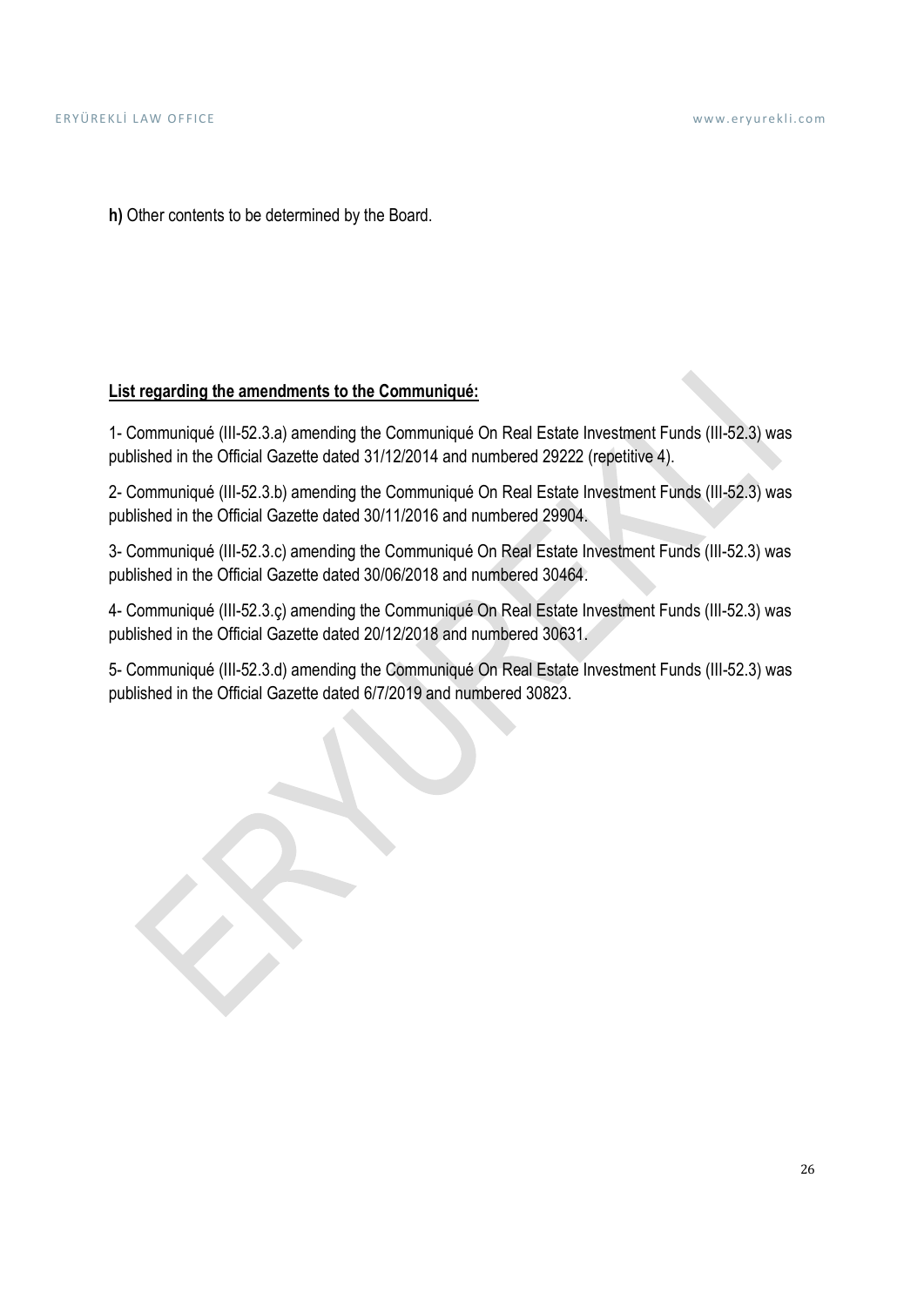**h)** Other contents to be determined by the Board.

**List regarding the amendments to the Communiqué:**

1- Communiqué (III-52.3.a) amending the Communiqué On Real Estate Investment Funds (III-52.3) was published in the Official Gazette dated 31/12/2014 and numbered 29222 (repetitive 4).

2- Communiqué (III-52.3.b) amending the Communiqué On Real Estate Investment Funds (III-52.3) was published in the Official Gazette dated 30/11/2016 and numbered 29904.

3- Communiqué (III-52.3.c) amending the Communiqué On Real Estate Investment Funds (III-52.3) was published in the Official Gazette dated 30/06/2018 and numbered 30464.

4- Communiqué (III-52.3.ç) amending the Communiqué On Real Estate Investment Funds (III-52.3) was published in the Official Gazette dated 20/12/2018 and numbered 30631.

5- Communiqué (III-52.3.d) amending the Communiqué On Real Estate Investment Funds (III-52.3) was published in the Official Gazette dated 6/7/2019 and numbered 30823.